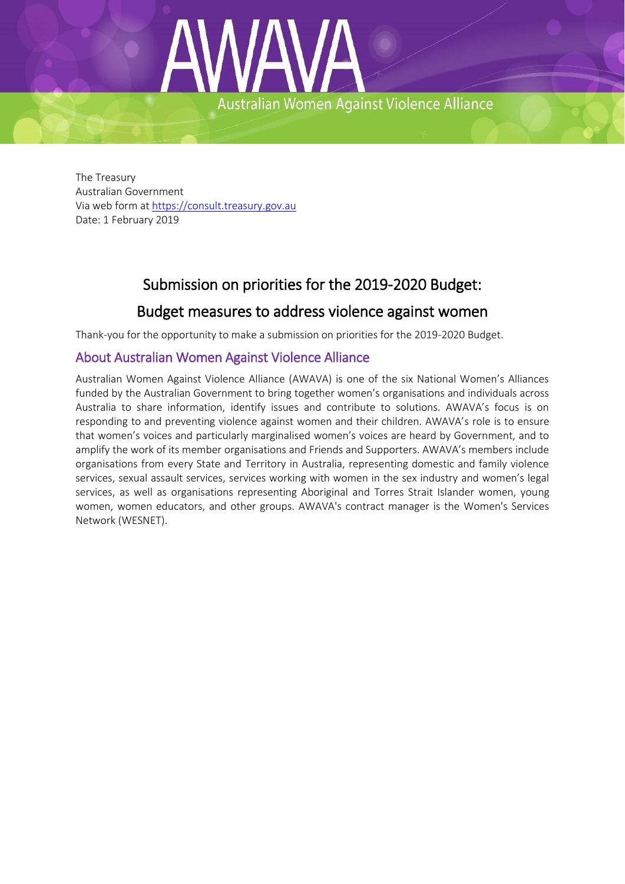# AWAVA

Australian Women Against Violence Alliance

The Treasury
Australian Government
Via web form at [https://consult.treasury.gov.au](https://consult.treasury.gov.au)
Date: 1 February 2019

## Submission on priorities for the 2019-2020 Budget:

## Budget measures to address violence against women

Thank-you for the opportunity to make a submission on priorities for the 2019-2020 Budget.

### About Australian Women Against Violence Alliance

Australian Women Against Violence Alliance (AWAVA) is one of the six National Women's Alliances funded by the Australian Government to bring together women's organisations and individuals across Australia to share information, identify issues and contribute to solutions. AWAVA's focus is on responding to and preventing violence against women and their children. AWAVA's role is to ensure that women's voices and particularly marginalised women's voices are heard by Government, and to amplify the work of its member organisations and Friends and Supporters. AWAVA's members include organisations from every State and Territory in Australia, representing domestic and family violence services, sexual assault services, services working with women in the sex industry and women's legal services, as well as organisations representing Aboriginal and Torres Strait Islander women, young women, women educators, and other groups. AWAVA's contract manager is the Women's Services Network (WESNET).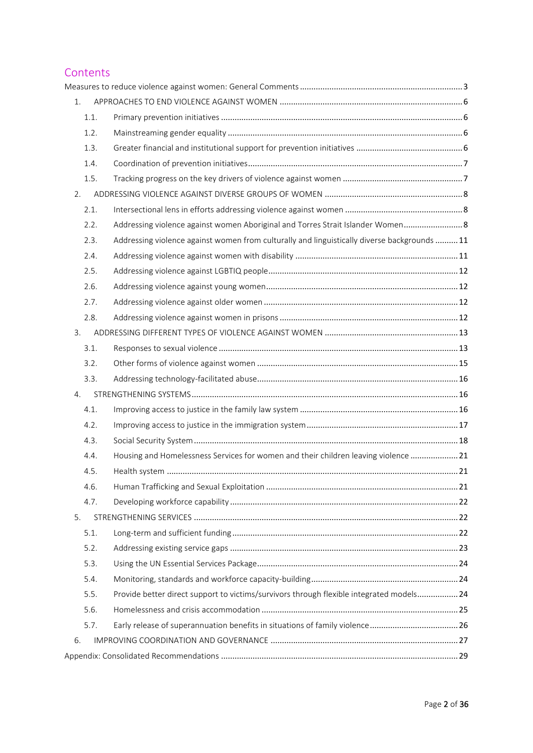## Contents

Measures to reduce violence against women: General Comments ........ 3

1. APPROACHES TO END VIOLENCE AGAINST WOMEN ........ 6
   - 1.1. Primary prevention initiatives ........ 6
   - 1.2. Mainstreaming gender equality ........ 6
   - 1.3. Greater financial and institutional support for prevention initiatives ........ 6
   - 1.4. Coordination of prevention initiatives ........ 7
   - 1.5. Tracking progress on the key drivers of violence against women ........ 7
2. ADDRESSING VIOLENCE AGAINST DIVERSE GROUPS OF WOMEN ........ 8
   - 2.1. Intersectional lens in efforts addressing violence against women ........ 8
   - 2.2. Addressing violence against women Aboriginal and Torres Strait Islander Women ........ 8
   - 2.3. Addressing violence against women from culturally and linguistically diverse backgrounds ........ 11
   - 2.4. Addressing violence against women with disability ........ 11
   - 2.5. Addressing violence against LGBTIQ people ........ 12
   - 2.6. Addressing violence against young women ........ 12
   - 2.7. Addressing violence against older women ........ 12
   - 2.8. Addressing violence against women in prisons ........ 12
3. ADDRESSING DIFFERENT TYPES OF VIOLENCE AGAINST WOMEN ........ 13
   - 3.1. Responses to sexual violence ........ 13
   - 3.2. Other forms of violence against women ........ 15
   - 3.3. Addressing technology-facilitated abuse ........ 16
4. STRENGTHENING SYSTEMS ........ 16
   - 4.1. Improving access to justice in the family law system ........ 16
   - 4.2. Improving access to justice in the immigration system ........ 17
   - 4.3. Social Security System ........ 18
   - 4.4. Housing and Homelessness Services for women and their children leaving violence ........ 21
   - 4.5. Health system ........ 21
   - 4.6. Human Trafficking and Sexual Exploitation ........ 21
   - 4.7. Developing workforce capability ........ 22
5. STRENGTHENING SERVICES ........ 22
   - 5.1. Long-term and sufficient funding ........ 22
   - 5.2. Addressing existing service gaps ........ 23
   - 5.3. Using the UN Essential Services Package ........ 24
   - 5.4. Monitoring, standards and workforce capacity-building ........ 24
   - 5.5. Provide better direct support to victims/survivors through flexible integrated models ........ 24
   - 5.6. Homelessness and crisis accommodation ........ 25
   - 5.7. Early release of superannuation benefits in situations of family violence ........ 26
6. IMPROVING COORDINATION AND GOVERNANCE ........ 27

Appendix: Consolidated Recommendations ........ 29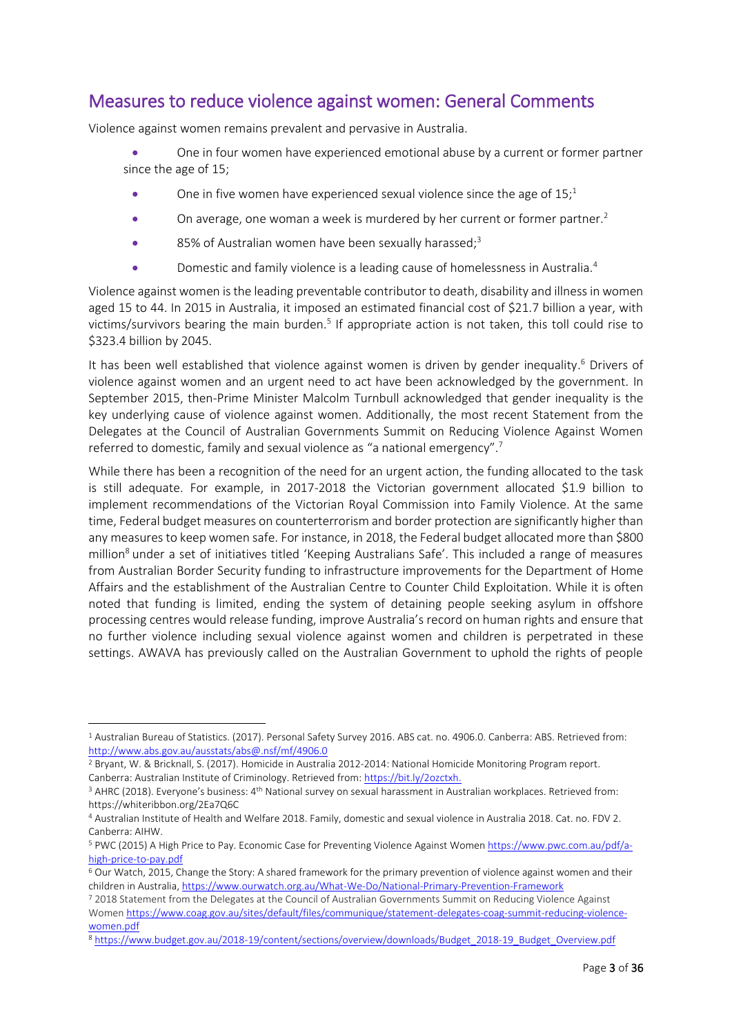## Measures to reduce violence against women: General Comments

Violence against women remains prevalent and pervasive in Australia.

- One in four women have experienced emotional abuse by a current or former partner since the age of 15;
- One in five women have experienced sexual violence since the age of 15;[1]
- On average, one woman a week is murdered by her current or former partner.[2]
- 85% of Australian women have been sexually harassed;[3]
- Domestic and family violence is a leading cause of homelessness in Australia.[4]

Violence against women is the leading preventable contributor to death, disability and illness in women aged 15 to 44. In 2015 in Australia, it imposed an estimated financial cost of $21.7 billion a year, with victims/survivors bearing the main burden.[5] If appropriate action is not taken, this toll could rise to $323.4 billion by 2045.

It has been well established that violence against women is driven by gender inequality.[6] Drivers of violence against women and an urgent need to act have been acknowledged by the government. In September 2015, then-Prime Minister Malcolm Turnbull acknowledged that gender inequality is the key underlying cause of violence against women. Additionally, the most recent Statement from the Delegates at the Council of Australian Governments Summit on Reducing Violence Against Women referred to domestic, family and sexual violence as "a national emergency".[7]

While there has been a recognition of the need for an urgent action, the funding allocated to the task is still adequate. For example, in 2017-2018 the Victorian government allocated $1.9 billion to implement recommendations of the Victorian Royal Commission into Family Violence. At the same time, Federal budget measures on counterterrorism and border protection are significantly higher than any measures to keep women safe. For instance, in 2018, the Federal budget allocated more than $800 million[8] under a set of initiatives titled 'Keeping Australians Safe'. This included a range of measures from Australian Border Security funding to infrastructure improvements for the Department of Home Affairs and the establishment of the Australian Centre to Counter Child Exploitation. While it is often noted that funding is limited, ending the system of detaining people seeking asylum in offshore processing centres would release funding, improve Australia's record on human rights and ensure that no further violence including sexual violence against women and children is perpetrated in these settings. AWAVA has previously called on the Australian Government to uphold the rights of people

---

[1] Australian Bureau of Statistics. (2017). Personal Safety Survey 2016. ABS cat. no. 4906.0. Canberra: ABS. Retrieved from: http://www.abs.gov.au/ausstats/abs@.nsf/mf/4906.0

[2] Bryant, W. & Bricknall, S. (2017). Homicide in Australia 2012-2014: National Homicide Monitoring Program report. Canberra: Australian Institute of Criminology. Retrieved from: https://bit.ly/2ozctxh.

[3] AHRC (2018). Everyone's business: 4th National survey on sexual harassment in Australian workplaces. Retrieved from: https://whiteribbon.org/2Ea7Q6C

[4] Australian Institute of Health and Welfare 2018. Family, domestic and sexual violence in Australia 2018. Cat. no. FDV 2. Canberra: AIHW.

[5] PWC (2015) A High Price to Pay. Economic Case for Preventing Violence Against Women https://www.pwc.com.au/pdf/a-high-price-to-pay.pdf

[6] Our Watch, 2015, Change the Story: A shared framework for the primary prevention of violence against women and their children in Australia, https://www.ourwatch.org.au/What-We-Do/National-Primary-Prevention-Framework

[7] 2018 Statement from the Delegates at the Council of Australian Governments Summit on Reducing Violence Against Women https://www.coag.gov.au/sites/default/files/communique/statement-delegates-coag-summit-reducing-violence-women.pdf

[8] https://www.budget.gov.au/2018-19/content/sections/overview/downloads/Budget_2018-19_Budget_Overview.pdf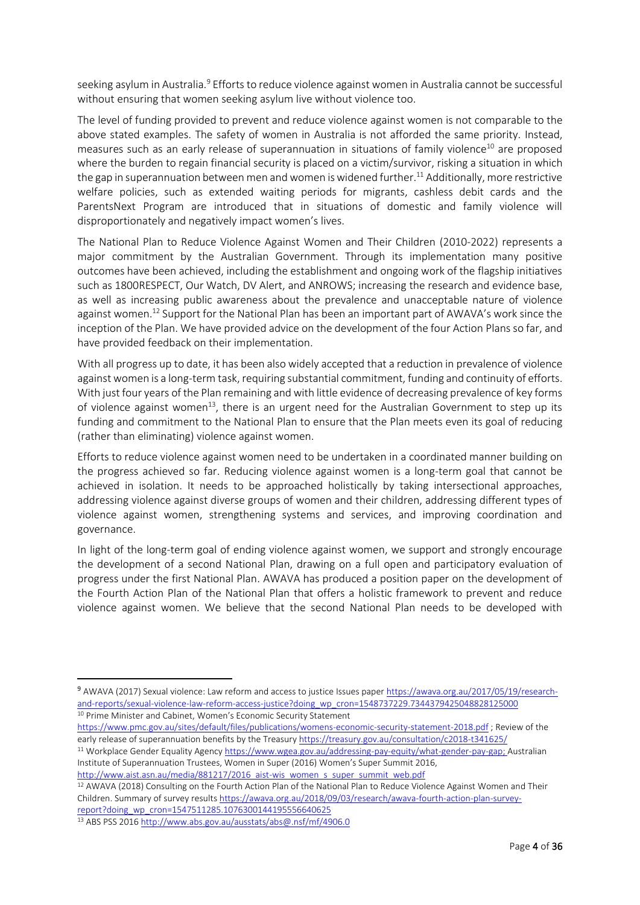seeking asylum in Australia.[9] Efforts to reduce violence against women in Australia cannot be successful without ensuring that women seeking asylum live without violence too.

The level of funding provided to prevent and reduce violence against women is not comparable to the above stated examples. The safety of women in Australia is not afforded the same priority. Instead, measures such as an early release of superannuation in situations of family violence[10] are proposed where the burden to regain financial security is placed on a victim/survivor, risking a situation in which the gap in superannuation between men and women is widened further.[11] Additionally, more restrictive welfare policies, such as extended waiting periods for migrants, cashless debit cards and the ParentsNext Program are introduced that in situations of domestic and family violence will disproportionately and negatively impact women's lives.

The National Plan to Reduce Violence Against Women and Their Children (2010-2022) represents a major commitment by the Australian Government. Through its implementation many positive outcomes have been achieved, including the establishment and ongoing work of the flagship initiatives such as 1800RESPECT, Our Watch, DV Alert, and ANROWS; increasing the research and evidence base, as well as increasing public awareness about the prevalence and unacceptable nature of violence against women.[12] Support for the National Plan has been an important part of AWAVA's work since the inception of the Plan. We have provided advice on the development of the four Action Plans so far, and have provided feedback on their implementation.

With all progress up to date, it has been also widely accepted that a reduction in prevalence of violence against women is a long-term task, requiring substantial commitment, funding and continuity of efforts. With just four years of the Plan remaining and with little evidence of decreasing prevalence of key forms of violence against women[13], there is an urgent need for the Australian Government to step up its funding and commitment to the National Plan to ensure that the Plan meets even its goal of reducing (rather than eliminating) violence against women.

Efforts to reduce violence against women need to be undertaken in a coordinated manner building on the progress achieved so far. Reducing violence against women is a long-term goal that cannot be achieved in isolation. It needs to be approached holistically by taking intersectional approaches, addressing violence against diverse groups of women and their children, addressing different types of violence against women, strengthening systems and services, and improving coordination and governance.

In light of the long-term goal of ending violence against women, we support and strongly encourage the development of a second National Plan, drawing on a full open and participatory evaluation of progress under the first National Plan. AWAVA has produced a position paper on the development of the Fourth Action Plan of the National Plan that offers a holistic framework to prevent and reduce violence against women. We believe that the second National Plan needs to be developed with

---

[9] AWAVA (2017) Sexual violence: Law reform and access to justice Issues paper https://awava.org.au/2017/05/19/research-and-reports/sexual-violence-law-reform-access-justice?doing_wp_cron=1548737229.7344379425048828125000

[10] Prime Minister and Cabinet, Women's Economic Security Statement https://www.pmc.gov.au/sites/default/files/publications/womens-economic-security-statement-2018.pdf ; Review of the early release of superannuation benefits by the Treasury https://treasury.gov.au/consultation/c2018-t341625/

[11] Workplace Gender Equality Agency https://www.wgea.gov.au/addressing-pay-equity/what-gender-pay-gap; Australian Institute of Superannuation Trustees, Women in Super (2016) Women's Super Summit 2016, http://www.aist.asn.au/media/881217/2016_aist-wis_women_s_super_summit_web.pdf

[12] AWAVA (2018) Consulting on the Fourth Action Plan of the National Plan to Reduce Violence Against Women and Their Children. Summary of survey results https://awava.org.au/2018/09/03/research/awava-fourth-action-plan-survey-report?doing_wp_cron=1547511285.1076300144195556640625

[13] ABS PSS 2016 http://www.abs.gov.au/ausstats/abs@.nsf/mf/4906.0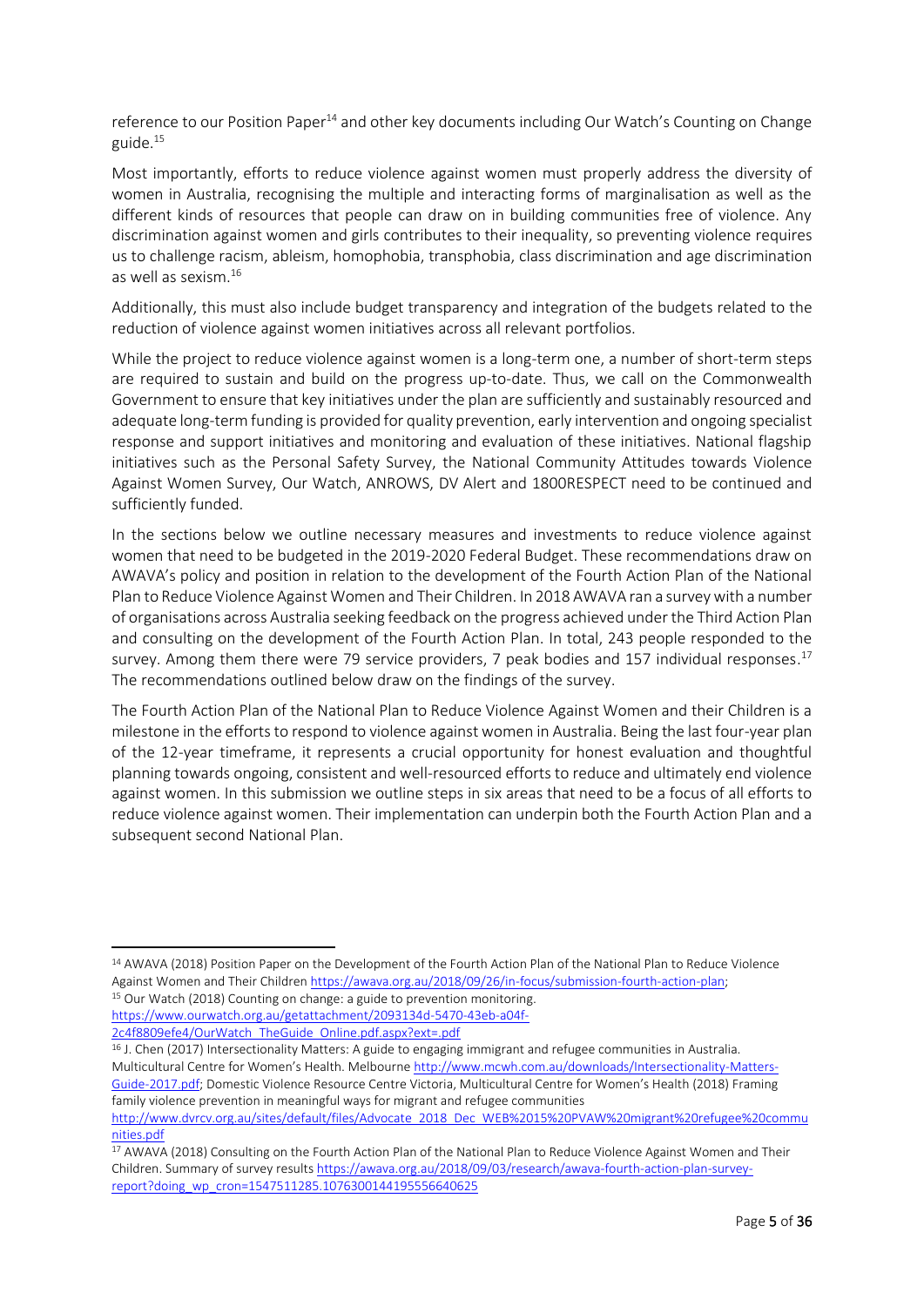reference to our Position Paper[14] and other key documents including Our Watch's Counting on Change guide.[15]

Most importantly, efforts to reduce violence against women must properly address the diversity of women in Australia, recognising the multiple and interacting forms of marginalisation as well as the different kinds of resources that people can draw on in building communities free of violence. Any discrimination against women and girls contributes to their inequality, so preventing violence requires us to challenge racism, ableism, homophobia, transphobia, class discrimination and age discrimination as well as sexism.[16]

Additionally, this must also include budget transparency and integration of the budgets related to the reduction of violence against women initiatives across all relevant portfolios.

While the project to reduce violence against women is a long-term one, a number of short-term steps are required to sustain and build on the progress up-to-date. Thus, we call on the Commonwealth Government to ensure that key initiatives under the plan are sufficiently and sustainably resourced and adequate long-term funding is provided for quality prevention, early intervention and ongoing specialist response and support initiatives and monitoring and evaluation of these initiatives. National flagship initiatives such as the Personal Safety Survey, the National Community Attitudes towards Violence Against Women Survey, Our Watch, ANROWS, DV Alert and 1800RESPECT need to be continued and sufficiently funded.

In the sections below we outline necessary measures and investments to reduce violence against women that need to be budgeted in the 2019-2020 Federal Budget. These recommendations draw on AWAVA's policy and position in relation to the development of the Fourth Action Plan of the National Plan to Reduce Violence Against Women and Their Children. In 2018 AWAVA ran a survey with a number of organisations across Australia seeking feedback on the progress achieved under the Third Action Plan and consulting on the development of the Fourth Action Plan. In total, 243 people responded to the survey. Among them there were 79 service providers, 7 peak bodies and 157 individual responses.[17] The recommendations outlined below draw on the findings of the survey.

The Fourth Action Plan of the National Plan to Reduce Violence Against Women and their Children is a milestone in the efforts to respond to violence against women in Australia. Being the last four-year plan of the 12-year timeframe, it represents a crucial opportunity for honest evaluation and thoughtful planning towards ongoing, consistent and well-resourced efforts to reduce and ultimately end violence against women. In this submission we outline steps in six areas that need to be a focus of all efforts to reduce violence against women. Their implementation can underpin both the Fourth Action Plan and a subsequent second National Plan.

---

[14] AWAVA (2018) Position Paper on the Development of the Fourth Action Plan of the National Plan to Reduce Violence Against Women and Their Children https://awava.org.au/2018/09/26/in-focus/submission-fourth-action-plan;

[15] Our Watch (2018) Counting on change: a guide to prevention monitoring. https://www.ourwatch.org.au/getattachment/2093134d-5470-43eb-a04f-2c4f8809efe4/OurWatch_TheGuide_Online.pdf.aspx?ext=.pdf

[16] J. Chen (2017) Intersectionality Matters: A guide to engaging immigrant and refugee communities in Australia. Multicultural Centre for Women's Health. Melbourne http://www.mcwh.com.au/downloads/Intersectionality-Matters-Guide-2017.pdf; Domestic Violence Resource Centre Victoria, Multicultural Centre for Women's Health (2018) Framing family violence prevention in meaningful ways for migrant and refugee communities http://www.dvrcv.org.au/sites/default/files/Advocate_2018_Dec_WEB%2015%20PVAW%20migrant%20refugee%20communities.pdf

[17] AWAVA (2018) Consulting on the Fourth Action Plan of the National Plan to Reduce Violence Against Women and Their Children. Summary of survey results https://awava.org.au/2018/09/03/research/awava-fourth-action-plan-survey-report?doing_wp_cron=1547511285.1076300144195556640625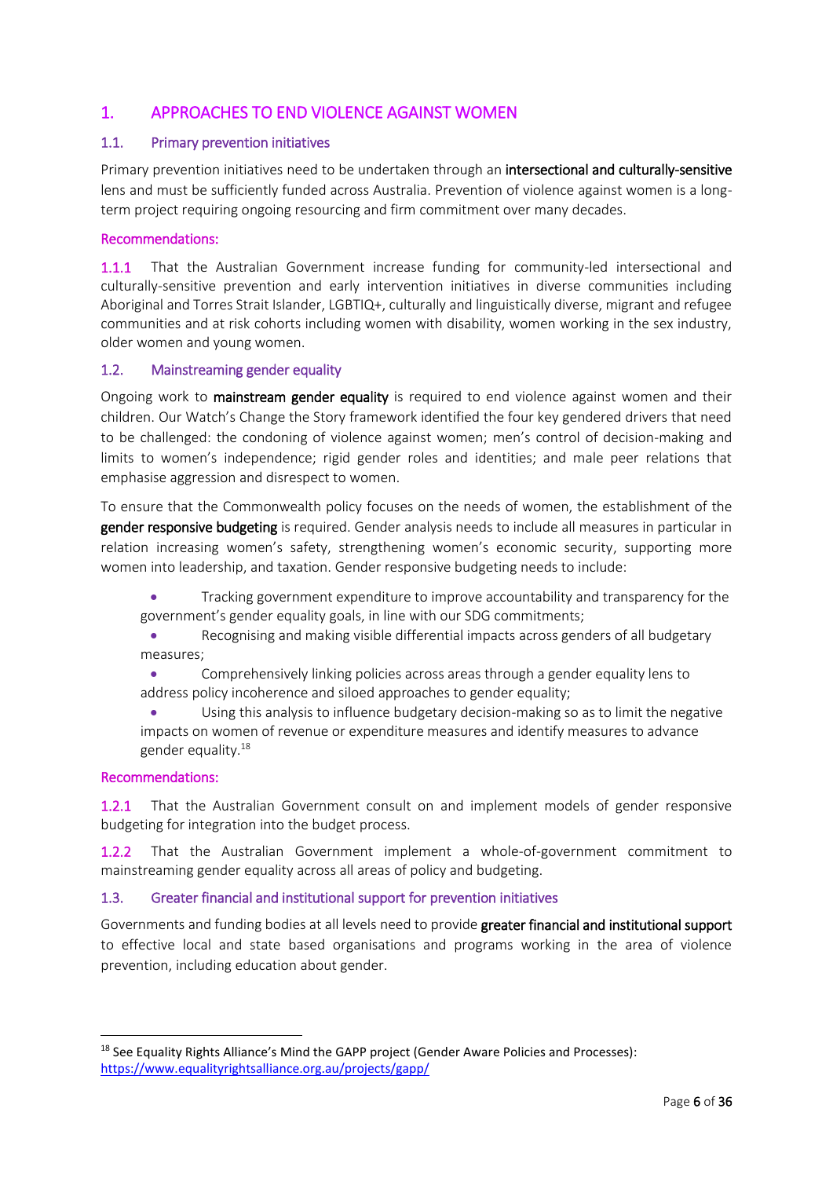# 1. APPROACHES TO END VIOLENCE AGAINST WOMEN

## 1.1. Primary prevention initiatives

Primary prevention initiatives need to be undertaken through an **intersectional and culturally-sensitive** lens and must be sufficiently funded across Australia. Prevention of violence against women is a long-term project requiring ongoing resourcing and firm commitment over many decades.

**Recommendations:**

1.1.1 That the Australian Government increase funding for community-led intersectional and culturally-sensitive prevention and early intervention initiatives in diverse communities including Aboriginal and Torres Strait Islander, LGBTIQ+, culturally and linguistically diverse, migrant and refugee communities and at risk cohorts including women with disability, women working in the sex industry, older women and young women.

## 1.2. Mainstreaming gender equality

Ongoing work to **mainstream gender equality** is required to end violence against women and their children. Our Watch's Change the Story framework identified the four key gendered drivers that need to be challenged: the condoning of violence against women; men's control of decision-making and limits to women's independence; rigid gender roles and identities; and male peer relations that emphasise aggression and disrespect to women.

To ensure that the Commonwealth policy focuses on the needs of women, the establishment of the **gender responsive budgeting** is required. Gender analysis needs to include all measures in particular in relation increasing women's safety, strengthening women's economic security, supporting more women into leadership, and taxation. Gender responsive budgeting needs to include:

- Tracking government expenditure to improve accountability and transparency for the government's gender equality goals, in line with our SDG commitments;
- Recognising and making visible differential impacts across genders of all budgetary measures;
- Comprehensively linking policies across areas through a gender equality lens to address policy incoherence and siloed approaches to gender equality;
- Using this analysis to influence budgetary decision-making so as to limit the negative impacts on women of revenue or expenditure measures and identify measures to advance gender equality.[18]

**Recommendations:**

1.2.1 That the Australian Government consult on and implement models of gender responsive budgeting for integration into the budget process.

1.2.2 That the Australian Government implement a whole-of-government commitment to mainstreaming gender equality across all areas of policy and budgeting.

## 1.3. Greater financial and institutional support for prevention initiatives

Governments and funding bodies at all levels need to provide **greater financial and institutional support** to effective local and state based organisations and programs working in the area of violence prevention, including education about gender.

---

[18] See Equality Rights Alliance's Mind the GAPP project (Gender Aware Policies and Processes): https://www.equalityrightsalliance.org.au/projects/gapp/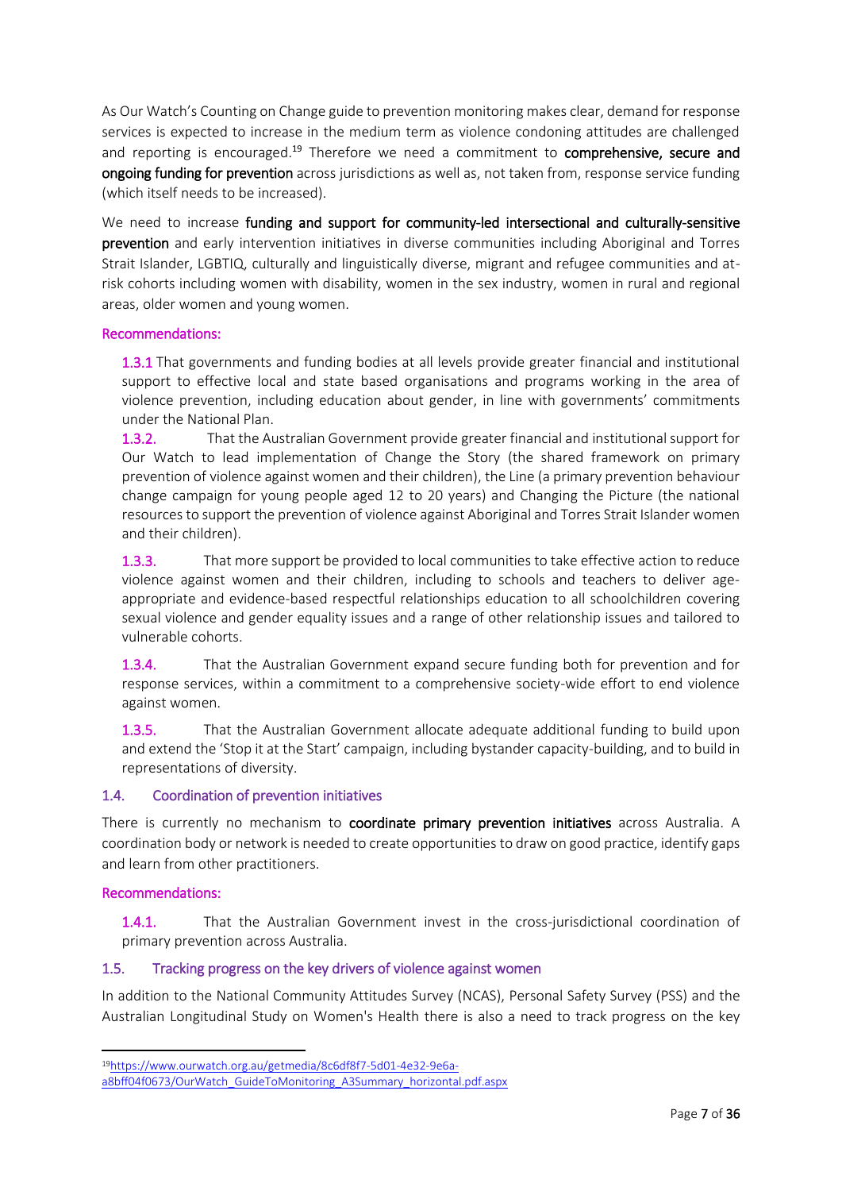As Our Watch's Counting on Change guide to prevention monitoring makes clear, demand for response services is expected to increase in the medium term as violence condoning attitudes are challenged and reporting is encouraged.[19] Therefore we need a commitment to **comprehensive, secure and ongoing funding for prevention** across jurisdictions as well as, not taken from, response service funding (which itself needs to be increased).

We need to increase **funding and support for community-led intersectional and culturally-sensitive prevention** and early intervention initiatives in diverse communities including Aboriginal and Torres Strait Islander, LGBTIQ, culturally and linguistically diverse, migrant and refugee communities and at-risk cohorts including women with disability, women in the sex industry, women in rural and regional areas, older women and young women.

#### Recommendations:

1.3.1 That governments and funding bodies at all levels provide greater financial and institutional support to effective local and state based organisations and programs working in the area of violence prevention, including education about gender, in line with governments' commitments under the National Plan.

1.3.2. That the Australian Government provide greater financial and institutional support for Our Watch to lead implementation of Change the Story (the shared framework on primary prevention of violence against women and their children), the Line (a primary prevention behaviour change campaign for young people aged 12 to 20 years) and Changing the Picture (the national resources to support the prevention of violence against Aboriginal and Torres Strait Islander women and their children).

1.3.3. That more support be provided to local communities to take effective action to reduce violence against women and their children, including to schools and teachers to deliver age-appropriate and evidence-based respectful relationships education to all schoolchildren covering sexual violence and gender equality issues and a range of other relationship issues and tailored to vulnerable cohorts.

1.3.4. That the Australian Government expand secure funding both for prevention and for response services, within a commitment to a comprehensive society-wide effort to end violence against women.

1.3.5. That the Australian Government allocate adequate additional funding to build upon and extend the 'Stop it at the Start' campaign, including bystander capacity-building, and to build in representations of diversity.

### 1.4. Coordination of prevention initiatives

There is currently no mechanism to **coordinate primary prevention initiatives** across Australia. A coordination body or network is needed to create opportunities to draw on good practice, identify gaps and learn from other practitioners.

#### Recommendations:

1.4.1. That the Australian Government invest in the cross-jurisdictional coordination of primary prevention across Australia.

### 1.5. Tracking progress on the key drivers of violence against women

In addition to the National Community Attitudes Survey (NCAS), Personal Safety Survey (PSS) and the Australian Longitudinal Study on Women's Health there is also a need to track progress on the key

---

[19] https://www.ourwatch.org.au/getmedia/8c6df8f7-5d01-4e32-9e6a-a8bff04f0673/OurWatch_GuideToMonitoring_A3Summary_horizontal.pdf.aspx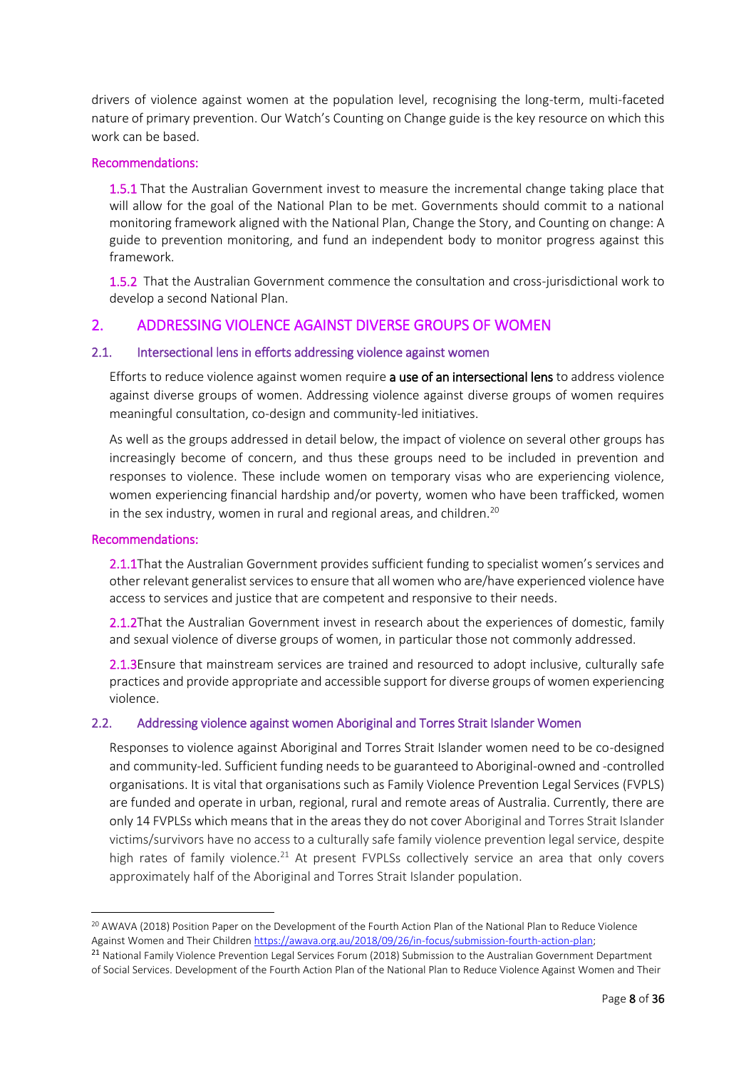drivers of violence against women at the population level, recognising the long-term, multi-faceted nature of primary prevention. Our Watch's Counting on Change guide is the key resource on which this work can be based.

#### Recommendations:

1.5.1 That the Australian Government invest to measure the incremental change taking place that will allow for the goal of the National Plan to be met. Governments should commit to a national monitoring framework aligned with the National Plan, Change the Story, and Counting on change: A guide to prevention monitoring, and fund an independent body to monitor progress against this framework.

1.5.2 That the Australian Government commence the consultation and cross-jurisdictional work to develop a second National Plan.

## 2. ADDRESSING VIOLENCE AGAINST DIVERSE GROUPS OF WOMEN

### 2.1. Intersectional lens in efforts addressing violence against women

Efforts to reduce violence against women require **a use of an intersectional lens** to address violence against diverse groups of women. Addressing violence against diverse groups of women requires meaningful consultation, co-design and community-led initiatives.

As well as the groups addressed in detail below, the impact of violence on several other groups has increasingly become of concern, and thus these groups need to be included in prevention and responses to violence. These include women on temporary visas who are experiencing violence, women experiencing financial hardship and/or poverty, women who have been trafficked, women in the sex industry, women in rural and regional areas, and children.[20]

#### Recommendations:

2.1.1 That the Australian Government provides sufficient funding to specialist women's services and other relevant generalist services to ensure that all women who are/have experienced violence have access to services and justice that are competent and responsive to their needs.

2.1.2 That the Australian Government invest in research about the experiences of domestic, family and sexual violence of diverse groups of women, in particular those not commonly addressed.

2.1.3 Ensure that mainstream services are trained and resourced to adopt inclusive, culturally safe practices and provide appropriate and accessible support for diverse groups of women experiencing violence.

### 2.2. Addressing violence against women Aboriginal and Torres Strait Islander Women

Responses to violence against Aboriginal and Torres Strait Islander women need to be co-designed and community-led. Sufficient funding needs to be guaranteed to Aboriginal-owned and -controlled organisations. It is vital that organisations such as Family Violence Prevention Legal Services (FVPLS) are funded and operate in urban, regional, rural and remote areas of Australia. Currently, there are only 14 FVPLSs which means that in the areas they do not cover Aboriginal and Torres Strait Islander victims/survivors have no access to a culturally safe family violence prevention legal service, despite high rates of family violence.[21] At present FVPLSs collectively service an area that only covers approximately half of the Aboriginal and Torres Strait Islander population.

---

[20] AWAVA (2018) Position Paper on the Development of the Fourth Action Plan of the National Plan to Reduce Violence Against Women and Their Children https://awava.org.au/2018/09/26/in-focus/submission-fourth-action-plan;

[21] National Family Violence Prevention Legal Services Forum (2018) Submission to the Australian Government Department of Social Services. Development of the Fourth Action Plan of the National Plan to Reduce Violence Against Women and Their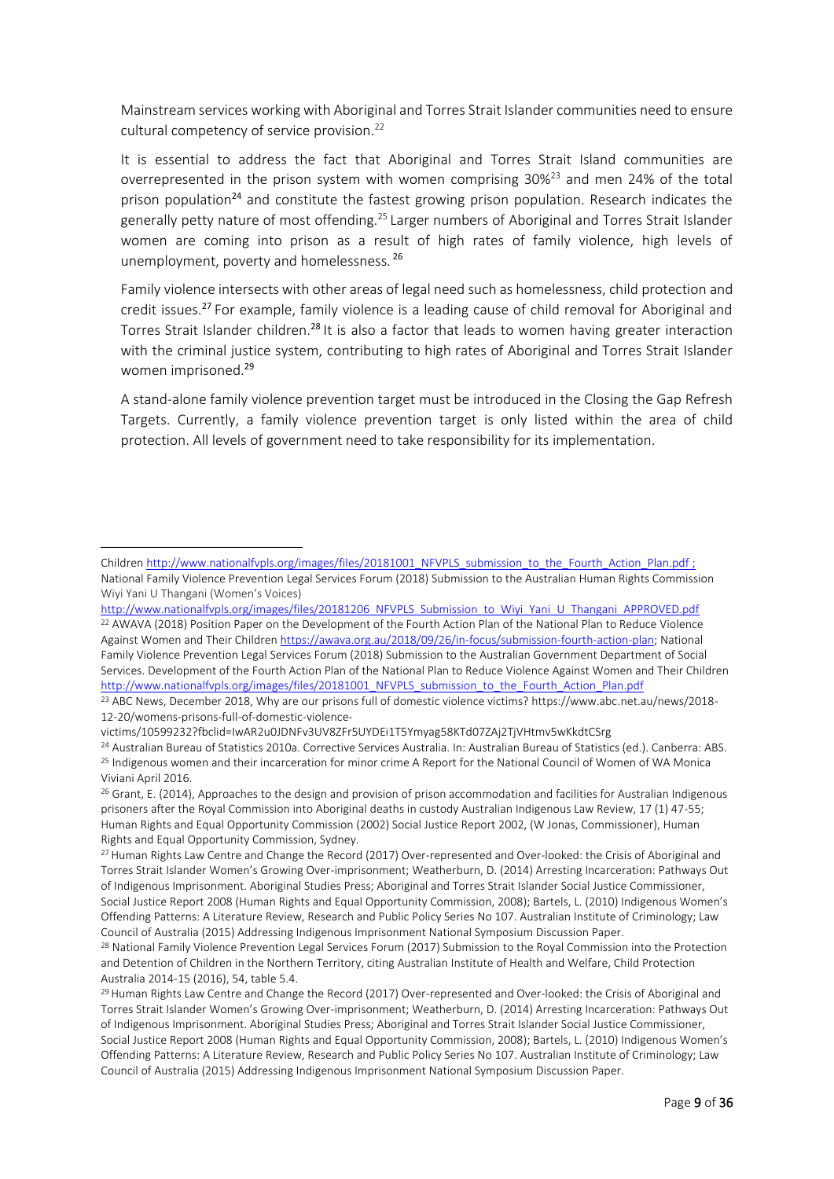Mainstream services working with Aboriginal and Torres Strait Islander communities need to ensure cultural competency of service provision.[22]

It is essential to address the fact that Aboriginal and Torres Strait Island communities are overrepresented in the prison system with women comprising 30%[23] and men 24% of the total prison population[24] and constitute the fastest growing prison population. Research indicates the generally petty nature of most offending.[25] Larger numbers of Aboriginal and Torres Strait Islander women are coming into prison as a result of high rates of family violence, high levels of unemployment, poverty and homelessness.[26]

Family violence intersects with other areas of legal need such as homelessness, child protection and credit issues.[27] For example, family violence is a leading cause of child removal for Aboriginal and Torres Strait Islander children.[28] It is also a factor that leads to women having greater interaction with the criminal justice system, contributing to high rates of Aboriginal and Torres Strait Islander women imprisoned.[29]

A stand-alone family violence prevention target must be introduced in the Closing the Gap Refresh Targets. Currently, a family violence prevention target is only listed within the area of child protection. All levels of government need to take responsibility for its implementation.

---

Children http://www.nationalfvpls.org/images/files/20181001_NFVPLS_submission_to_the_Fourth_Action_Plan.pdf ; National Family Violence Prevention Legal Services Forum (2018) Submission to the Australian Human Rights Commission Wiyi Yani U Thangani (Women's Voices) http://www.nationalfvpls.org/images/files/20181206_NFVPLS_Submission_to_Wiyi_Yani_U_Thangani_APPROVED.pdf

[22] AWAVA (2018) Position Paper on the Development of the Fourth Action Plan of the National Plan to Reduce Violence Against Women and Their Children https://awava.org.au/2018/09/26/in-focus/submission-fourth-action-plan; National Family Violence Prevention Legal Services Forum (2018) Submission to the Australian Government Department of Social Services. Development of the Fourth Action Plan of the National Plan to Reduce Violence Against Women and Their Children http://www.nationalfvpls.org/images/files/20181001_NFVPLS_submission_to_the_Fourth_Action_Plan.pdf

[23] ABC News, December 2018, Why are our prisons full of domestic violence victims? https://www.abc.net.au/news/2018-12-20/womens-prisons-full-of-domestic-violence-victims/10599232?fbclid=IwAR2u0JDNFv3UV8ZFr5UYDEi1T5Ymyag58KTd07ZAj2TjVHtmv5wKkdtCSrg

[24] Australian Bureau of Statistics 2010a. Corrective Services Australia. In: Australian Bureau of Statistics (ed.). Canberra: ABS.

[25] Indigenous women and their incarceration for minor crime A Report for the National Council of Women of WA Monica Viviani April 2016.

[26] Grant, E. (2014), Approaches to the design and provision of prison accommodation and facilities for Australian Indigenous prisoners after the Royal Commission into Aboriginal deaths in custody Australian Indigenous Law Review, 17 (1) 47-55; Human Rights and Equal Opportunity Commission (2002) Social Justice Report 2002, (W Jonas, Commissioner), Human Rights and Equal Opportunity Commission, Sydney.

[27] Human Rights Law Centre and Change the Record (2017) Over-represented and Over-looked: the Crisis of Aboriginal and Torres Strait Islander Women's Growing Over-imprisonment; Weatherburn, D. (2014) Arresting Incarceration: Pathways Out of Indigenous Imprisonment. Aboriginal Studies Press; Aboriginal and Torres Strait Islander Social Justice Commissioner, Social Justice Report 2008 (Human Rights and Equal Opportunity Commission, 2008); Bartels, L. (2010) Indigenous Women's Offending Patterns: A Literature Review, Research and Public Policy Series No 107. Australian Institute of Criminology; Law Council of Australia (2015) Addressing Indigenous Imprisonment National Symposium Discussion Paper.

[28] National Family Violence Prevention Legal Services Forum (2017) Submission to the Royal Commission into the Protection and Detention of Children in the Northern Territory, citing Australian Institute of Health and Welfare, Child Protection Australia 2014-15 (2016), 54, table 5.4.

[29] Human Rights Law Centre and Change the Record (2017) Over-represented and Over-looked: the Crisis of Aboriginal and Torres Strait Islander Women's Growing Over-imprisonment; Weatherburn, D. (2014) Arresting Incarceration: Pathways Out of Indigenous Imprisonment. Aboriginal Studies Press; Aboriginal and Torres Strait Islander Social Justice Commissioner, Social Justice Report 2008 (Human Rights and Equal Opportunity Commission, 2008); Bartels, L. (2010) Indigenous Women's Offending Patterns: A Literature Review, Research and Public Policy Series No 107. Australian Institute of Criminology; Law Council of Australia (2015) Addressing Indigenous Imprisonment National Symposium Discussion Paper.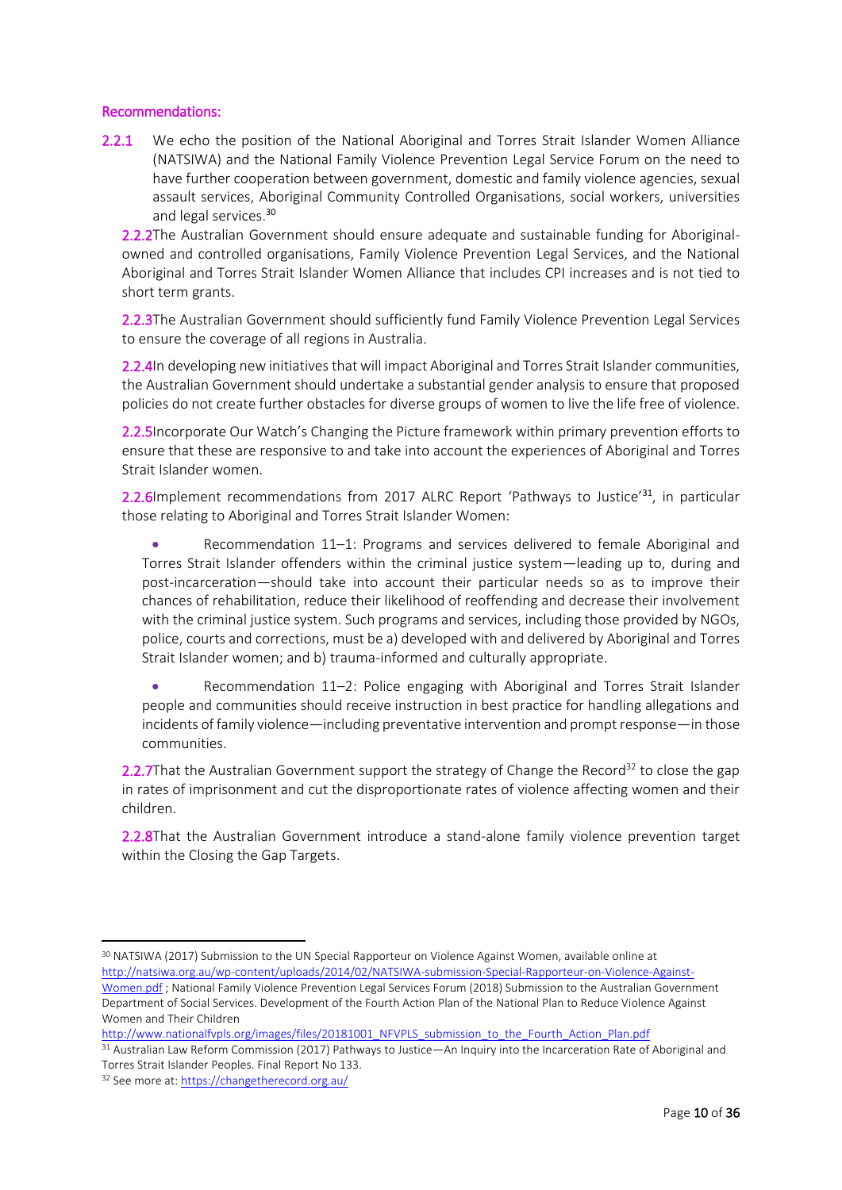#### Recommendations:

2.2.1 We echo the position of the National Aboriginal and Torres Strait Islander Women Alliance (NATSIWA) and the National Family Violence Prevention Legal Service Forum on the need to have further cooperation between government, domestic and family violence agencies, sexual assault services, Aboriginal Community Controlled Organisations, social workers, universities and legal services.[30]

2.2.2 The Australian Government should ensure adequate and sustainable funding for Aboriginal-owned and controlled organisations, Family Violence Prevention Legal Services, and the National Aboriginal and Torres Strait Islander Women Alliance that includes CPI increases and is not tied to short term grants.

2.2.3 The Australian Government should sufficiently fund Family Violence Prevention Legal Services to ensure the coverage of all regions in Australia.

2.2.4 In developing new initiatives that will impact Aboriginal and Torres Strait Islander communities, the Australian Government should undertake a substantial gender analysis to ensure that proposed policies do not create further obstacles for diverse groups of women to live the life free of violence.

2.2.5 Incorporate Our Watch's Changing the Picture framework within primary prevention efforts to ensure that these are responsive to and take into account the experiences of Aboriginal and Torres Strait Islander women.

2.2.6 Implement recommendations from 2017 ALRC Report 'Pathways to Justice'[31], in particular those relating to Aboriginal and Torres Strait Islander Women:

- Recommendation 11–1: Programs and services delivered to female Aboriginal and Torres Strait Islander offenders within the criminal justice system—leading up to, during and post-incarceration—should take into account their particular needs so as to improve their chances of rehabilitation, reduce their likelihood of reoffending and decrease their involvement with the criminal justice system. Such programs and services, including those provided by NGOs, police, courts and corrections, must be a) developed with and delivered by Aboriginal and Torres Strait Islander women; and b) trauma-informed and culturally appropriate.
- Recommendation 11–2: Police engaging with Aboriginal and Torres Strait Islander people and communities should receive instruction in best practice for handling allegations and incidents of family violence—including preventative intervention and prompt response—in those communities.

2.2.7 That the Australian Government support the strategy of Change the Record[32] to close the gap in rates of imprisonment and cut the disproportionate rates of violence affecting women and their children.

2.2.8 That the Australian Government introduce a stand-alone family violence prevention target within the Closing the Gap Targets.

---

[30] NATSIWA (2017) Submission to the UN Special Rapporteur on Violence Against Women, available online at http://natsiwa.org.au/wp-content/uploads/2014/02/NATSIWA-submission-Special-Rapporteur-on-Violence-Against-Women.pdf ; National Family Violence Prevention Legal Services Forum (2018) Submission to the Australian Government Department of Social Services. Development of the Fourth Action Plan of the National Plan to Reduce Violence Against Women and Their Children http://www.nationalfvpls.org/images/files/20181001_NFVPLS_submission_to_the_Fourth_Action_Plan.pdf

[31] Australian Law Reform Commission (2017) Pathways to Justice—An Inquiry into the Incarceration Rate of Aboriginal and Torres Strait Islander Peoples. Final Report No 133.

[32] See more at: https://changetherecord.org.au/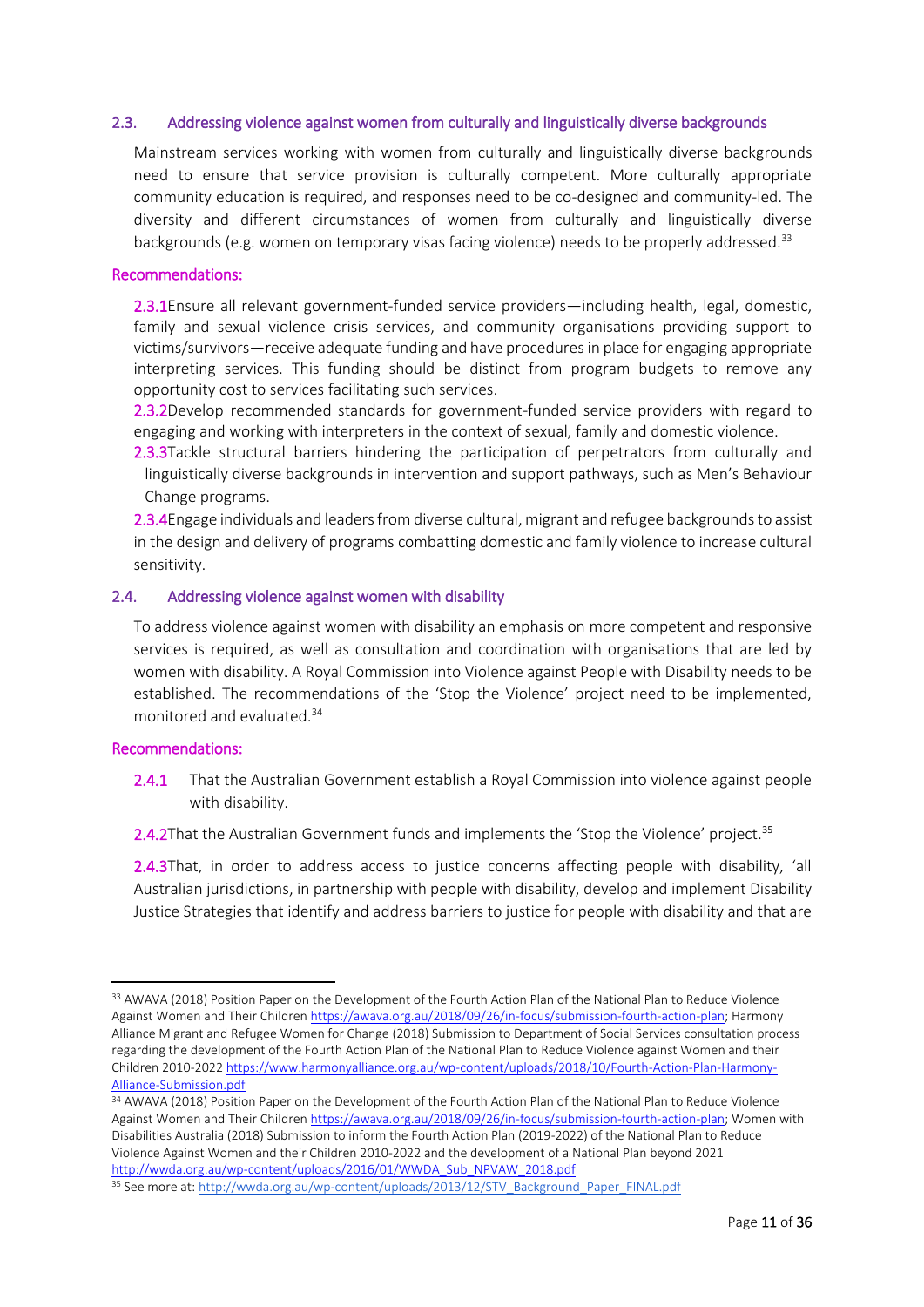## 2.3. Addressing violence against women from culturally and linguistically diverse backgrounds

Mainstream services working with women from culturally and linguistically diverse backgrounds need to ensure that service provision is culturally competent. More culturally appropriate community education is required, and responses need to be co-designed and community-led. The diversity and different circumstances of women from culturally and linguistically diverse backgrounds (e.g. women on temporary visas facing violence) needs to be properly addressed.[33]

### Recommendations:

2.3.1 Ensure all relevant government-funded service providers—including health, legal, domestic, family and sexual violence crisis services, and community organisations providing support to victims/survivors—receive adequate funding and have procedures in place for engaging appropriate interpreting services. This funding should be distinct from program budgets to remove any opportunity cost to services facilitating such services.

2.3.2 Develop recommended standards for government-funded service providers with regard to engaging and working with interpreters in the context of sexual, family and domestic violence.

2.3.3 Tackle structural barriers hindering the participation of perpetrators from culturally and linguistically diverse backgrounds in intervention and support pathways, such as Men's Behaviour Change programs.

2.3.4 Engage individuals and leaders from diverse cultural, migrant and refugee backgrounds to assist in the design and delivery of programs combatting domestic and family violence to increase cultural sensitivity.

## 2.4. Addressing violence against women with disability

To address violence against women with disability an emphasis on more competent and responsive services is required, as well as consultation and coordination with organisations that are led by women with disability. A Royal Commission into Violence against People with Disability needs to be established. The recommendations of the 'Stop the Violence' project need to be implemented, monitored and evaluated.[34]

### Recommendations:

2.4.1 That the Australian Government establish a Royal Commission into violence against people with disability.

2.4.2 That the Australian Government funds and implements the 'Stop the Violence' project.[35]

2.4.3 That, in order to address access to justice concerns affecting people with disability, 'all Australian jurisdictions, in partnership with people with disability, develop and implement Disability Justice Strategies that identify and address barriers to justice for people with disability and that are

---

[33] AWAVA (2018) Position Paper on the Development of the Fourth Action Plan of the National Plan to Reduce Violence Against Women and Their Children https://awava.org.au/2018/09/26/in-focus/submission-fourth-action-plan; Harmony Alliance Migrant and Refugee Women for Change (2018) Submission to Department of Social Services consultation process regarding the development of the Fourth Action Plan of the National Plan to Reduce Violence against Women and their Children 2010-2022 https://www.harmonyalliance.org.au/wp-content/uploads/2018/10/Fourth-Action-Plan-Harmony-Alliance-Submission.pdf

[34] AWAVA (2018) Position Paper on the Development of the Fourth Action Plan of the National Plan to Reduce Violence Against Women and Their Children https://awava.org.au/2018/09/26/in-focus/submission-fourth-action-plan; Women with Disabilities Australia (2018) Submission to inform the Fourth Action Plan (2019-2022) of the National Plan to Reduce Violence Against Women and their Children 2010-2022 and the development of a National Plan beyond 2021 http://wwda.org.au/wp-content/uploads/2016/01/WWDA_Sub_NPVAW_2018.pdf

[35] See more at: http://wwda.org.au/wp-content/uploads/2013/12/STV_Background_Paper_FINAL.pdf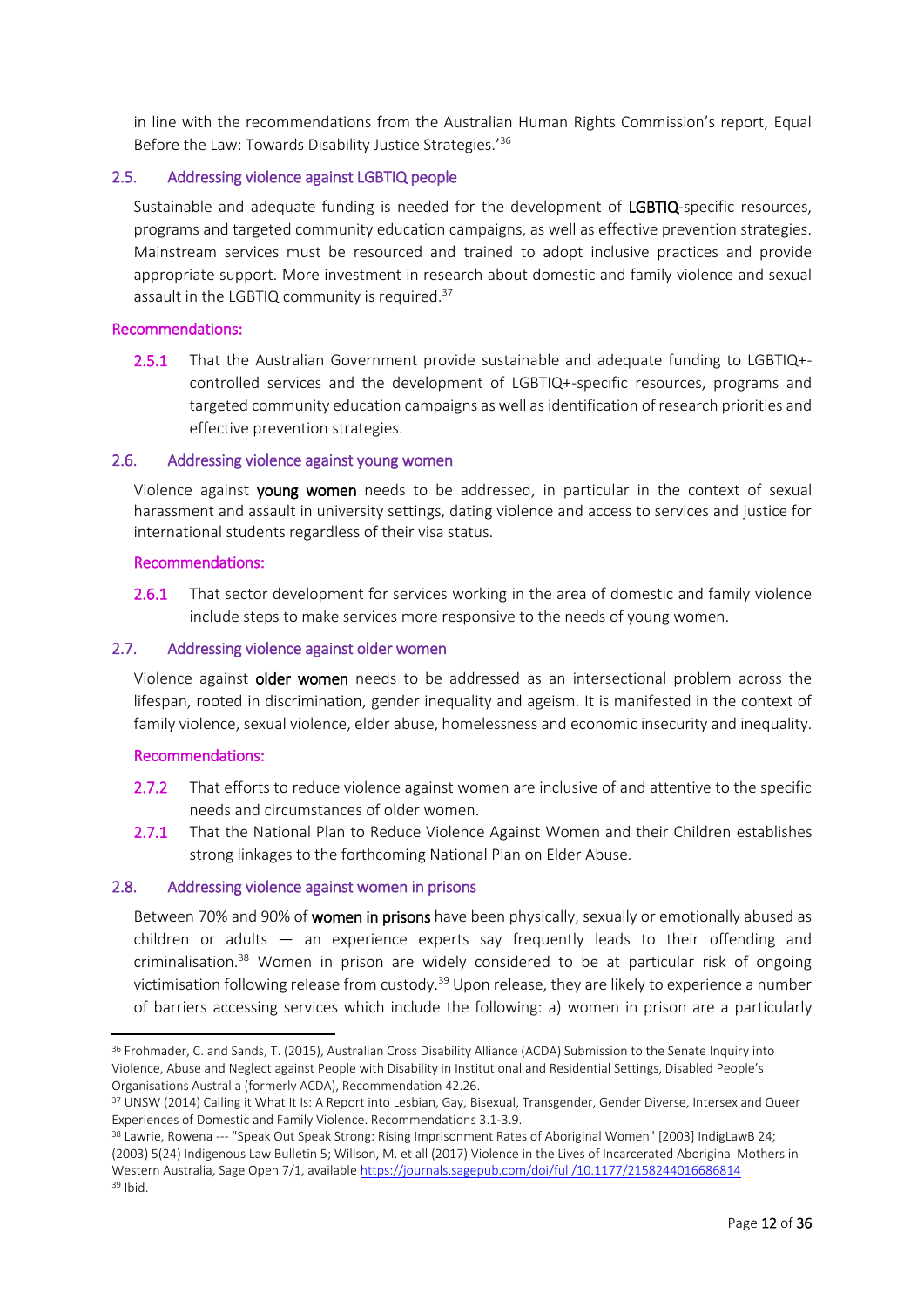in line with the recommendations from the Australian Human Rights Commission's report, Equal Before the Law: Towards Disability Justice Strategies.'[36]

### 2.5. Addressing violence against LGBTIQ people

Sustainable and adequate funding is needed for the development of **LGBTIQ**-specific resources, programs and targeted community education campaigns, as well as effective prevention strategies. Mainstream services must be resourced and trained to adopt inclusive practices and provide appropriate support. More investment in research about domestic and family violence and sexual assault in the LGBTIQ community is required.[37]

#### Recommendations:

2.5.1 That the Australian Government provide sustainable and adequate funding to LGBTIQ+-controlled services and the development of LGBTIQ+-specific resources, programs and targeted community education campaigns as well as identification of research priorities and effective prevention strategies.

### 2.6. Addressing violence against young women

Violence against **young women** needs to be addressed, in particular in the context of sexual harassment and assault in university settings, dating violence and access to services and justice for international students regardless of their visa status.

#### Recommendations:

2.6.1 That sector development for services working in the area of domestic and family violence include steps to make services more responsive to the needs of young women.

### 2.7. Addressing violence against older women

Violence against **older women** needs to be addressed as an intersectional problem across the lifespan, rooted in discrimination, gender inequality and ageism. It is manifested in the context of family violence, sexual violence, elder abuse, homelessness and economic insecurity and inequality.

#### Recommendations:

2.7.2 That efforts to reduce violence against women are inclusive of and attentive to the specific needs and circumstances of older women.

2.7.1 That the National Plan to Reduce Violence Against Women and their Children establishes strong linkages to the forthcoming National Plan on Elder Abuse.

### 2.8. Addressing violence against women in prisons

Between 70% and 90% of **women in prisons** have been physically, sexually or emotionally abused as children or adults — an experience experts say frequently leads to their offending and criminalisation.[38] Women in prison are widely considered to be at particular risk of ongoing victimisation following release from custody.[39] Upon release, they are likely to experience a number of barriers accessing services which include the following: a) women in prison are a particularly

---

[36] Frohmader, C. and Sands, T. (2015), Australian Cross Disability Alliance (ACDA) Submission to the Senate Inquiry into Violence, Abuse and Neglect against People with Disability in Institutional and Residential Settings, Disabled People's Organisations Australia (formerly ACDA), Recommendation 42.26.

[37] UNSW (2014) Calling it What It Is: A Report into Lesbian, Gay, Bisexual, Transgender, Gender Diverse, Intersex and Queer Experiences of Domestic and Family Violence. Recommendations 3.1-3.9.

[38] Lawrie, Rowena --- "Speak Out Speak Strong: Rising Imprisonment Rates of Aboriginal Women" [2003] IndigLawB 24; (2003) 5(24) Indigenous Law Bulletin 5; Willson, M. et all (2017) Violence in the Lives of Incarcerated Aboriginal Mothers in Western Australia, Sage Open 7/1, available https://journals.sagepub.com/doi/full/10.1177/2158244016686814

[39] Ibid.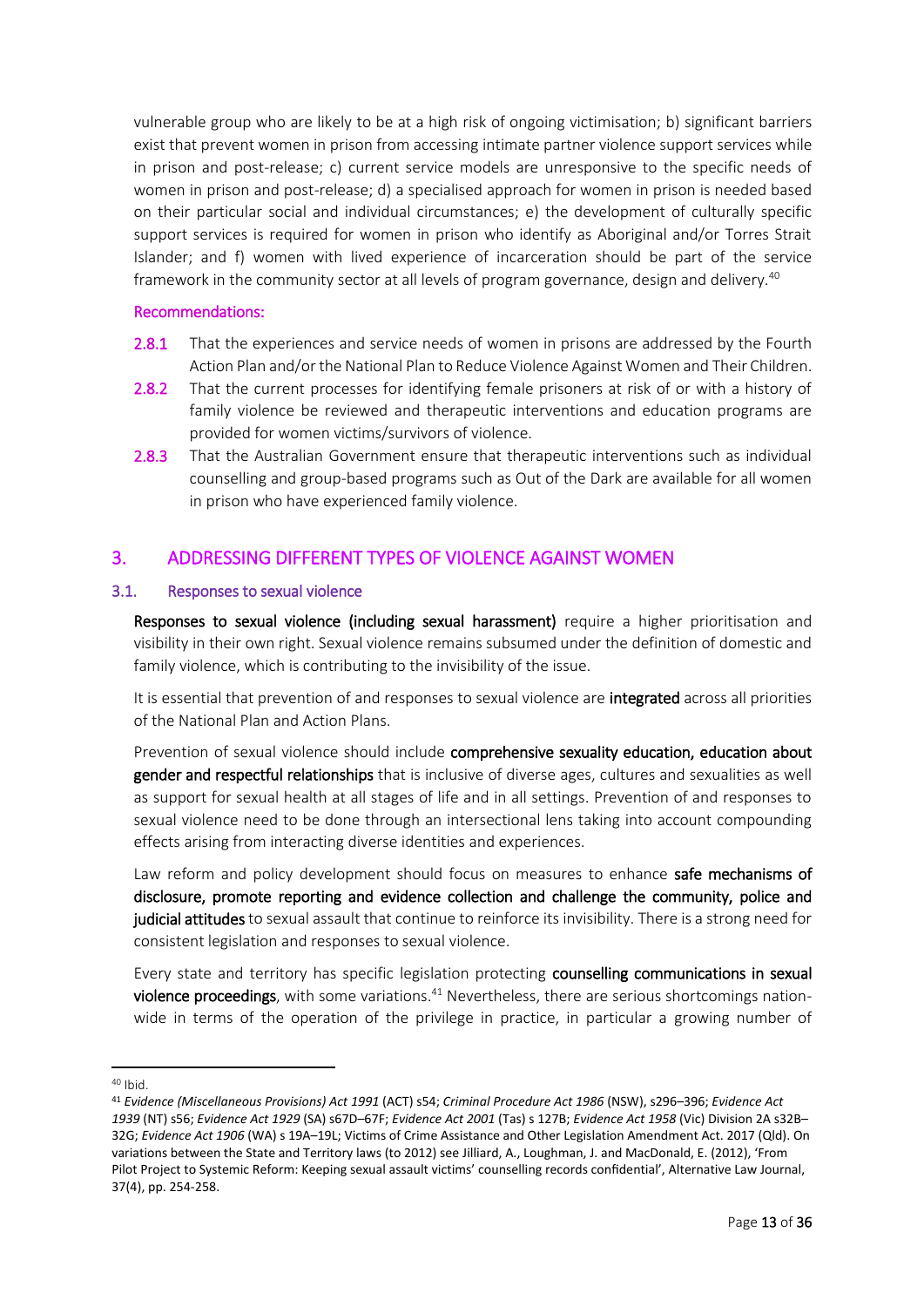vulnerable group who are likely to be at a high risk of ongoing victimisation; b) significant barriers exist that prevent women in prison from accessing intimate partner violence support services while in prison and post-release; c) current service models are unresponsive to the specific needs of women in prison and post-release; d) a specialised approach for women in prison is needed based on their particular social and individual circumstances; e) the development of culturally specific support services is required for women in prison who identify as Aboriginal and/or Torres Strait Islander; and f) women with lived experience of incarceration should be part of the service framework in the community sector at all levels of program governance, design and delivery.[40]

#### Recommendations:

- **2.8.1** That the experiences and service needs of women in prisons are addressed by the Fourth Action Plan and/or the National Plan to Reduce Violence Against Women and Their Children.
- **2.8.2** That the current processes for identifying female prisoners at risk of or with a history of family violence be reviewed and therapeutic interventions and education programs are provided for women victims/survivors of violence.
- **2.8.3** That the Australian Government ensure that therapeutic interventions such as individual counselling and group-based programs such as Out of the Dark are available for all women in prison who have experienced family violence.

## 3. ADDRESSING DIFFERENT TYPES OF VIOLENCE AGAINST WOMEN

### 3.1. Responses to sexual violence

**Responses to sexual violence (including sexual harassment)** require a higher prioritisation and visibility in their own right. Sexual violence remains subsumed under the definition of domestic and family violence, which is contributing to the invisibility of the issue.

It is essential that prevention of and responses to sexual violence are **integrated** across all priorities of the National Plan and Action Plans.

Prevention of sexual violence should include **comprehensive sexuality education, education about gender and respectful relationships** that is inclusive of diverse ages, cultures and sexualities as well as support for sexual health at all stages of life and in all settings. Prevention of and responses to sexual violence need to be done through an intersectional lens taking into account compounding effects arising from interacting diverse identities and experiences.

Law reform and policy development should focus on measures to enhance **safe mechanisms of disclosure, promote reporting and evidence collection and challenge the community, police and judicial attitudes** to sexual assault that continue to reinforce its invisibility. There is a strong need for consistent legislation and responses to sexual violence.

Every state and territory has specific legislation protecting **counselling communications in sexual violence proceedings**, with some variations.[41] Nevertheless, there are serious shortcomings nation-wide in terms of the operation of the privilege in practice, in particular a growing number of

---

[40] Ibid.

[41] *Evidence (Miscellaneous Provisions) Act 1991* (ACT) s54; *Criminal Procedure Act 1986* (NSW), s296–396; *Evidence Act 1939* (NT) s56; *Evidence Act 1929* (SA) s67D–67F; *Evidence Act 2001* (Tas) s 127B; *Evidence Act 1958* (Vic) Division 2A s32B–32G; *Evidence Act 1906* (WA) s 19A–19L; Victims of Crime Assistance and Other Legislation Amendment Act. 2017 (Qld). On variations between the State and Territory laws (to 2012) see Jilliard, A., Loughman, J. and MacDonald, E. (2012), 'From Pilot Project to Systemic Reform: Keeping sexual assault victims' counselling records confidential', Alternative Law Journal, 37(4), pp. 254-258.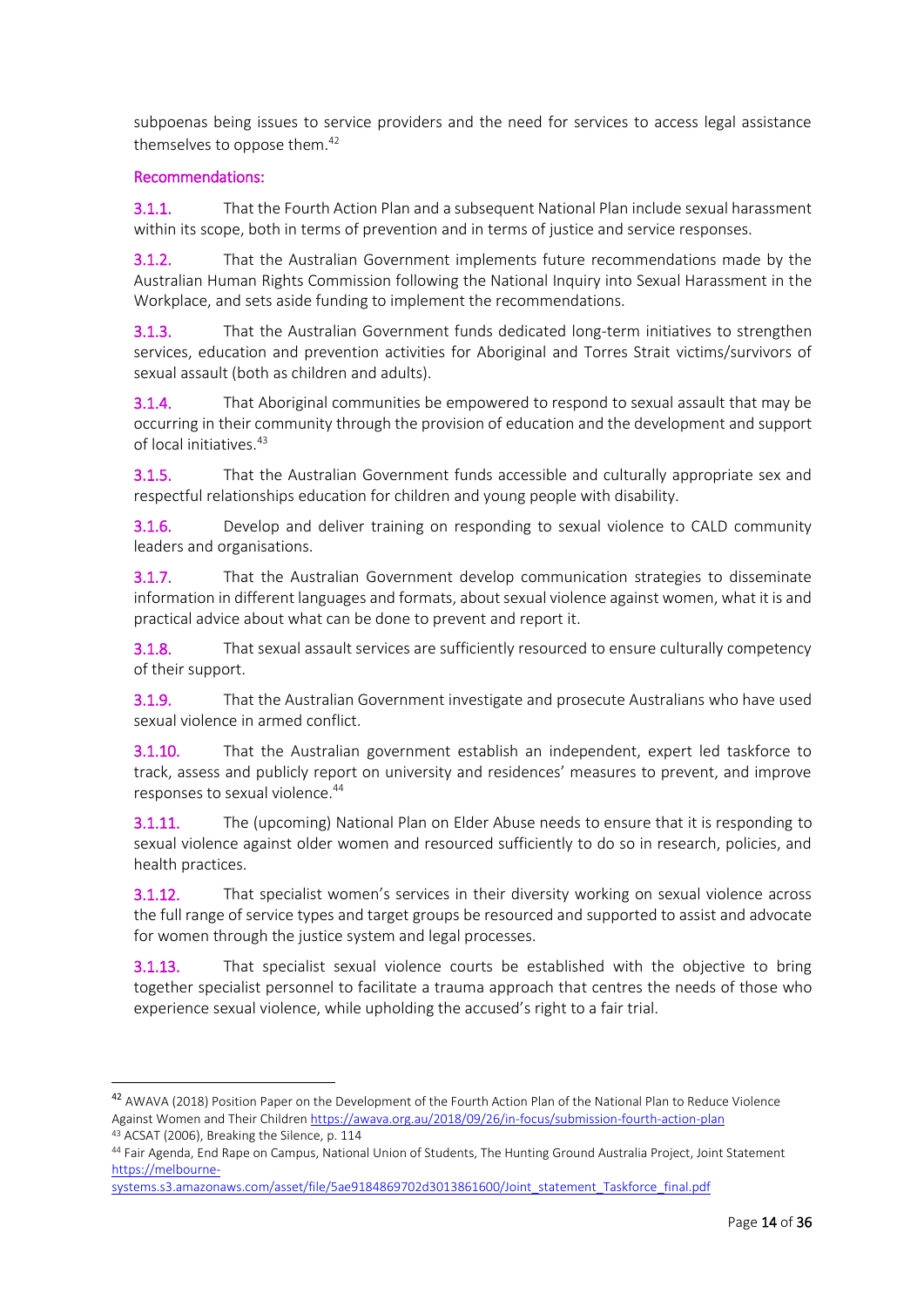subpoenas being issues to service providers and the need for services to access legal assistance themselves to oppose them.[42]

### Recommendations:

3.1.1. That the Fourth Action Plan and a subsequent National Plan include sexual harassment within its scope, both in terms of prevention and in terms of justice and service responses.

3.1.2. That the Australian Government implements future recommendations made by the Australian Human Rights Commission following the National Inquiry into Sexual Harassment in the Workplace, and sets aside funding to implement the recommendations.

3.1.3. That the Australian Government funds dedicated long-term initiatives to strengthen services, education and prevention activities for Aboriginal and Torres Strait victims/survivors of sexual assault (both as children and adults).

3.1.4. That Aboriginal communities be empowered to respond to sexual assault that may be occurring in their community through the provision of education and the development and support of local initiatives.[43]

3.1.5. That the Australian Government funds accessible and culturally appropriate sex and respectful relationships education for children and young people with disability.

3.1.6. Develop and deliver training on responding to sexual violence to CALD community leaders and organisations.

3.1.7. That the Australian Government develop communication strategies to disseminate information in different languages and formats, about sexual violence against women, what it is and practical advice about what can be done to prevent and report it.

3.1.8. That sexual assault services are sufficiently resourced to ensure culturally competency of their support.

3.1.9. That the Australian Government investigate and prosecute Australians who have used sexual violence in armed conflict.

3.1.10. That the Australian government establish an independent, expert led taskforce to track, assess and publicly report on university and residences' measures to prevent, and improve responses to sexual violence.[44]

3.1.11. The (upcoming) National Plan on Elder Abuse needs to ensure that it is responding to sexual violence against older women and resourced sufficiently to do so in research, policies, and health practices.

3.1.12. That specialist women's services in their diversity working on sexual violence across the full range of service types and target groups be resourced and supported to assist and advocate for women through the justice system and legal processes.

3.1.13. That specialist sexual violence courts be established with the objective to bring together specialist personnel to facilitate a trauma approach that centres the needs of those who experience sexual violence, while upholding the accused's right to a fair trial.

---

[42] AWAVA (2018) Position Paper on the Development of the Fourth Action Plan of the National Plan to Reduce Violence Against Women and Their Children https://awava.org.au/2018/09/26/in-focus/submission-fourth-action-plan

[43] ACSAT (2006), Breaking the Silence, p. 114

[44] Fair Agenda, End Rape on Campus, National Union of Students, The Hunting Ground Australia Project, Joint Statement https://melbourne-systems.s3.amazonaws.com/asset/file/5ae9184869702d3013861600/Joint_statement_Taskforce_final.pdf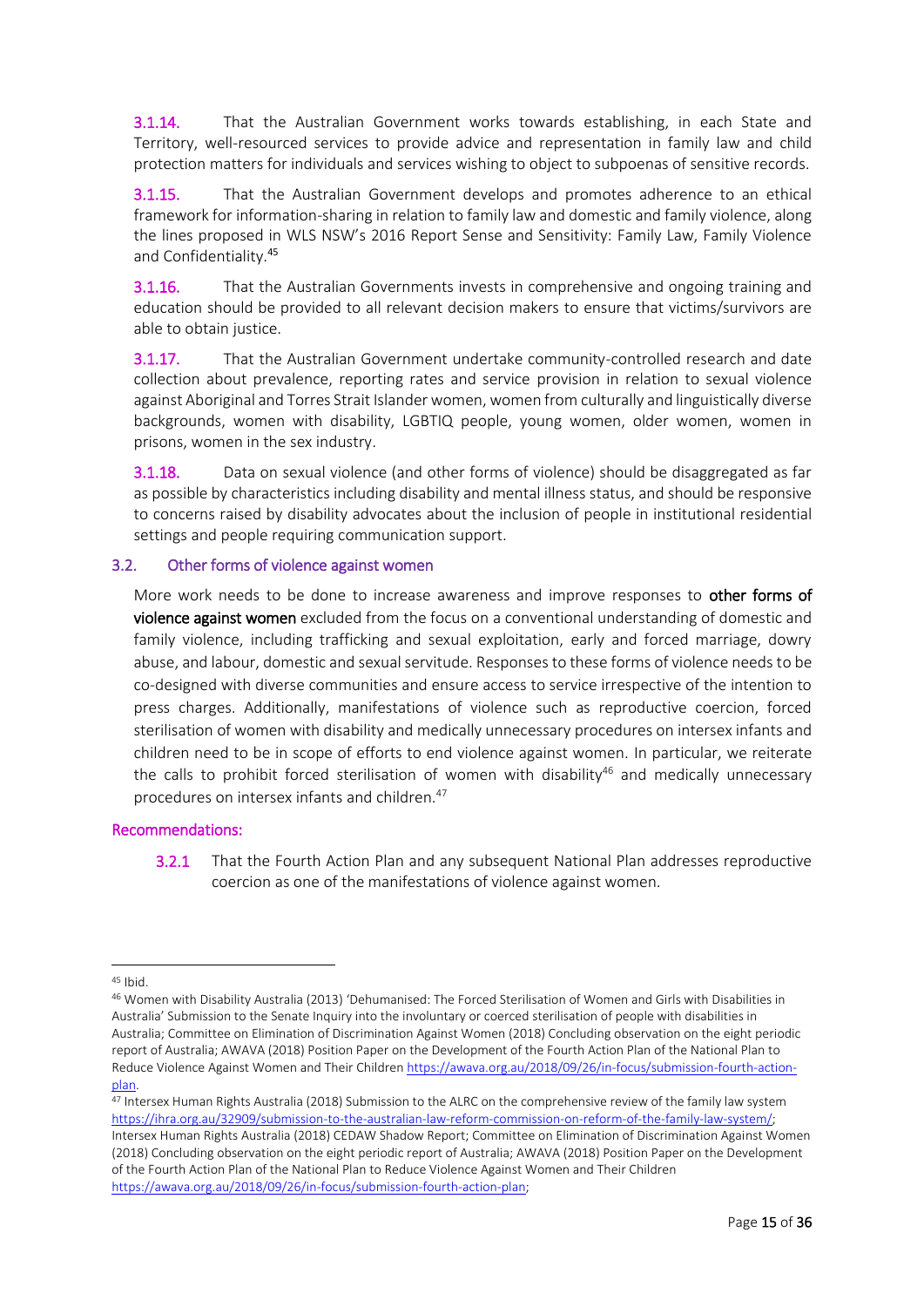3.1.14. That the Australian Government works towards establishing, in each State and Territory, well-resourced services to provide advice and representation in family law and child protection matters for individuals and services wishing to object to subpoenas of sensitive records.

3.1.15. That the Australian Government develops and promotes adherence to an ethical framework for information-sharing in relation to family law and domestic and family violence, along the lines proposed in WLS NSW's 2016 Report Sense and Sensitivity: Family Law, Family Violence and Confidentiality.[45]

3.1.16. That the Australian Governments invests in comprehensive and ongoing training and education should be provided to all relevant decision makers to ensure that victims/survivors are able to obtain justice.

3.1.17. That the Australian Government undertake community-controlled research and date collection about prevalence, reporting rates and service provision in relation to sexual violence against Aboriginal and Torres Strait Islander women, women from culturally and linguistically diverse backgrounds, women with disability, LGBTIQ people, young women, older women, women in prisons, women in the sex industry.

3.1.18. Data on sexual violence (and other forms of violence) should be disaggregated as far as possible by characteristics including disability and mental illness status, and should be responsive to concerns raised by disability advocates about the inclusion of people in institutional residential settings and people requiring communication support.

### 3.2. Other forms of violence against women

More work needs to be done to increase awareness and improve responses to **other forms of violence against women** excluded from the focus on a conventional understanding of domestic and family violence, including trafficking and sexual exploitation, early and forced marriage, dowry abuse, and labour, domestic and sexual servitude. Responses to these forms of violence needs to be co-designed with diverse communities and ensure access to service irrespective of the intention to press charges. Additionally, manifestations of violence such as reproductive coercion, forced sterilisation of women with disability and medically unnecessary procedures on intersex infants and children need to be in scope of efforts to end violence against women. In particular, we reiterate the calls to prohibit forced sterilisation of women with disability[46] and medically unnecessary procedures on intersex infants and children.[47]

#### Recommendations:

3.2.1 That the Fourth Action Plan and any subsequent National Plan addresses reproductive coercion as one of the manifestations of violence against women.

---

[45] Ibid.

[46] Women with Disability Australia (2013) 'Dehumanised: The Forced Sterilisation of Women and Girls with Disabilities in Australia' Submission to the Senate Inquiry into the involuntary or coerced sterilisation of people with disabilities in Australia; Committee on Elimination of Discrimination Against Women (2018) Concluding observation on the eight periodic report of Australia; AWAVA (2018) Position Paper on the Development of the Fourth Action Plan of the National Plan to Reduce Violence Against Women and Their Children https://awava.org.au/2018/09/26/in-focus/submission-fourth-action-plan.

[47] Intersex Human Rights Australia (2018) Submission to the ALRC on the comprehensive review of the family law system https://ihra.org.au/32909/submission-to-the-australian-law-reform-commission-on-reform-of-the-family-law-system/; Intersex Human Rights Australia (2018) CEDAW Shadow Report; Committee on Elimination of Discrimination Against Women (2018) Concluding observation on the eight periodic report of Australia; AWAVA (2018) Position Paper on the Development of the Fourth Action Plan of the National Plan to Reduce Violence Against Women and Their Children https://awava.org.au/2018/09/26/in-focus/submission-fourth-action-plan;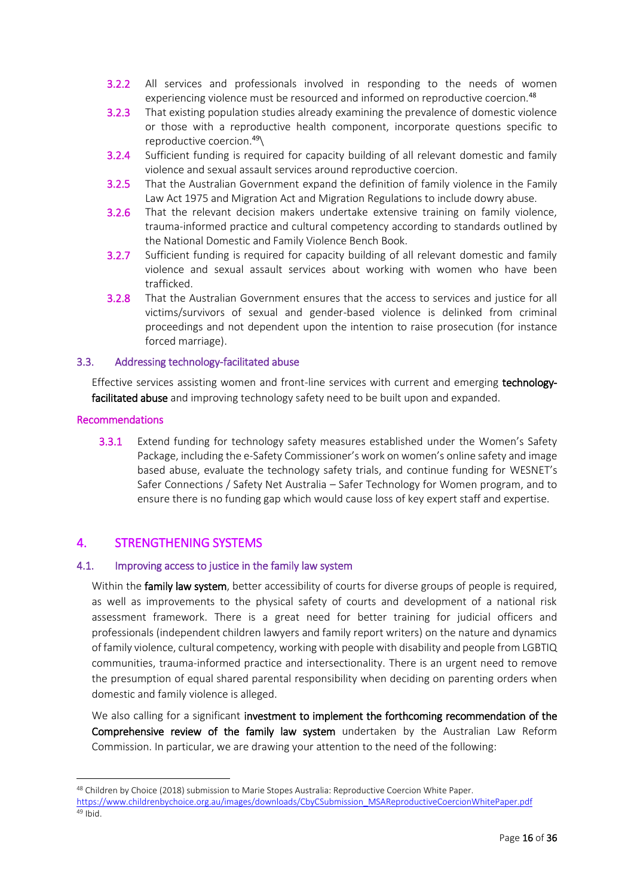- 3.2.2 All services and professionals involved in responding to the needs of women experiencing violence must be resourced and informed on reproductive coercion.[48]
- 3.2.3 That existing population studies already examining the prevalence of domestic violence or those with a reproductive health component, incorporate questions specific to reproductive coercion.[49]\
- 3.2.4 Sufficient funding is required for capacity building of all relevant domestic and family violence and sexual assault services around reproductive coercion.
- 3.2.5 That the Australian Government expand the definition of family violence in the Family Law Act 1975 and Migration Act and Migration Regulations to include dowry abuse.
- 3.2.6 That the relevant decision makers undertake extensive training on family violence, trauma-informed practice and cultural competency according to standards outlined by the National Domestic and Family Violence Bench Book.
- 3.2.7 Sufficient funding is required for capacity building of all relevant domestic and family violence and sexual assault services about working with women who have been trafficked.
- 3.2.8 That the Australian Government ensures that the access to services and justice for all victims/survivors of sexual and gender-based violence is delinked from criminal proceedings and not dependent upon the intention to raise prosecution (for instance forced marriage).

### 3.3. Addressing technology-facilitated abuse

Effective services assisting women and front-line services with current and emerging **technology-facilitated abuse** and improving technology safety need to be built upon and expanded.

#### Recommendations

- 3.3.1 Extend funding for technology safety measures established under the Women's Safety Package, including the e-Safety Commissioner's work on women's online safety and image based abuse, evaluate the technology safety trials, and continue funding for WESNET's Safer Connections / Safety Net Australia – Safer Technology for Women program, and to ensure there is no funding gap which would cause loss of key expert staff and expertise.

## 4. STRENGTHENING SYSTEMS

### 4.1. Improving access to justice in the family law system

Within the **family law system**, better accessibility of courts for diverse groups of people is required, as well as improvements to the physical safety of courts and development of a national risk assessment framework. There is a great need for better training for judicial officers and professionals (independent children lawyers and family report writers) on the nature and dynamics of family violence, cultural competency, working with people with disability and people from LGBTIQ communities, trauma-informed practice and intersectionality. There is an urgent need to remove the presumption of equal shared parental responsibility when deciding on parenting orders when domestic and family violence is alleged.

We also calling for a significant **investment to implement the forthcoming recommendation of the Comprehensive review of the family law system** undertaken by the Australian Law Reform Commission. In particular, we are drawing your attention to the need of the following:

---

[48] Children by Choice (2018) submission to Marie Stopes Australia: Reproductive Coercion White Paper. https://www.childrenbychoice.org.au/images/downloads/CbyCSubmission_MSAReproductiveCoercionWhitePaper.pdf

[49] Ibid.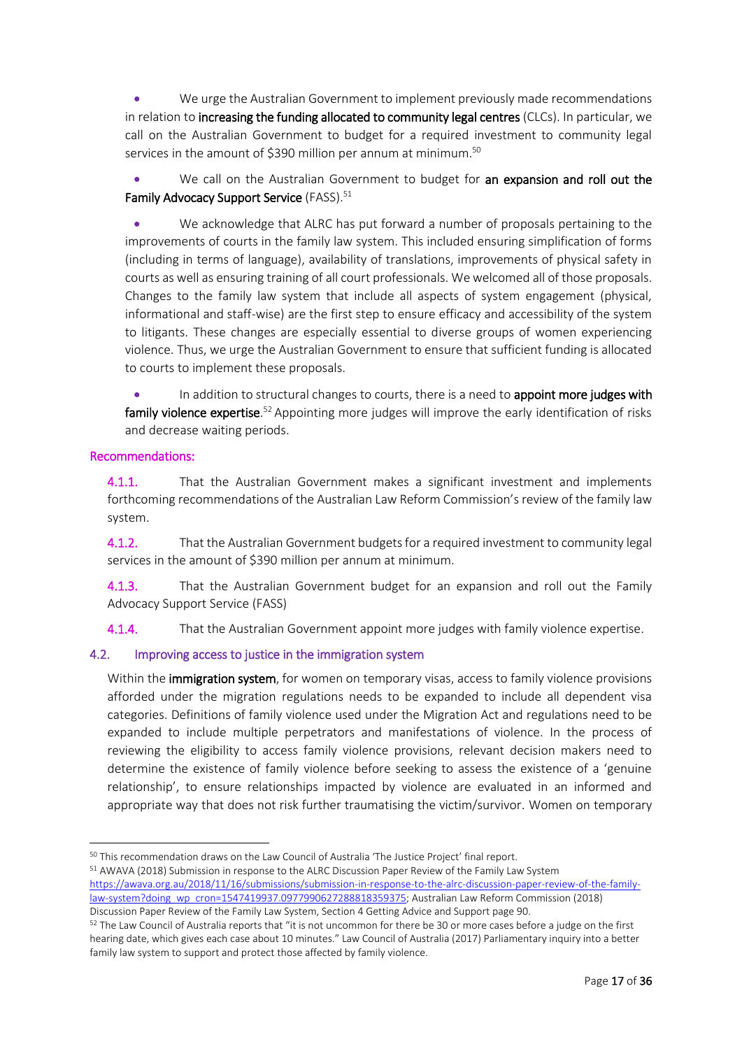- We urge the Australian Government to implement previously made recommendations in relation to **increasing the funding allocated to community legal centres** (CLCs). In particular, we call on the Australian Government to budget for a required investment to community legal services in the amount of $390 million per annum at minimum.[50]

- We call on the Australian Government to budget for **an expansion and roll out the Family Advocacy Support Service** (FASS).[51]

- We acknowledge that ALRC has put forward a number of proposals pertaining to the improvements of courts in the family law system. This included ensuring simplification of forms (including in terms of language), availability of translations, improvements of physical safety in courts as well as ensuring training of all court professionals. We welcomed all of those proposals. Changes to the family law system that include all aspects of system engagement (physical, informational and staff-wise) are the first step to ensure efficacy and accessibility of the system to litigants. These changes are especially essential to diverse groups of women experiencing violence. Thus, we urge the Australian Government to ensure that sufficient funding is allocated to courts to implement these proposals.

- In addition to structural changes to courts, there is a need to **appoint more judges with family violence expertise**.[52] Appointing more judges will improve the early identification of risks and decrease waiting periods.

#### Recommendations:

**4.1.1.** That the Australian Government makes a significant investment and implements forthcoming recommendations of the Australian Law Reform Commission's review of the family law system.

**4.1.2.** That the Australian Government budgets for a required investment to community legal services in the amount of $390 million per annum at minimum.

**4.1.3.** That the Australian Government budget for an expansion and roll out the Family Advocacy Support Service (FASS)

**4.1.4.** That the Australian Government appoint more judges with family violence expertise.

### 4.2. Improving access to justice in the immigration system

Within the **immigration system**, for women on temporary visas, access to family violence provisions afforded under the migration regulations needs to be expanded to include all dependent visa categories. Definitions of family violence used under the Migration Act and regulations need to be expanded to include multiple perpetrators and manifestations of violence. In the process of reviewing the eligibility to access family violence provisions, relevant decision makers need to determine the existence of family violence before seeking to assess the existence of a 'genuine relationship', to ensure relationships impacted by violence are evaluated in an informed and appropriate way that does not risk further traumatising the victim/survivor. Women on temporary

---

[50] This recommendation draws on the Law Council of Australia 'The Justice Project' final report.

[51] AWAVA (2018) Submission in response to the ALRC Discussion Paper Review of the Family Law System https://awava.org.au/2018/11/16/submissions/submission-in-response-to-the-alrc-discussion-paper-review-of-the-family-law-system?doing_wp_cron=1547419937.0977990627288818359375; Australian Law Reform Commission (2018) Discussion Paper Review of the Family Law System, Section 4 Getting Advice and Support page 90.

[52] The Law Council of Australia reports that "it is not uncommon for there be 30 or more cases before a judge on the first hearing date, which gives each case about 10 minutes." Law Council of Australia (2017) Parliamentary inquiry into a better family law system to support and protect those affected by family violence.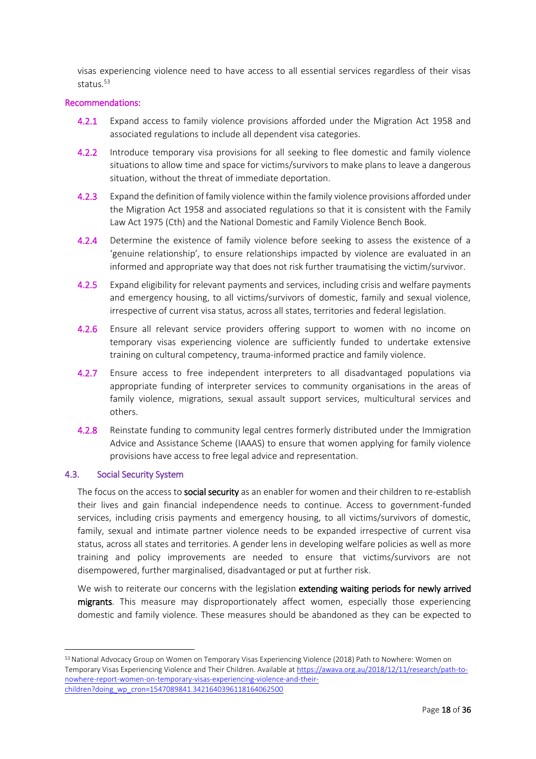visas experiencing violence need to have access to all essential services regardless of their visas status.[53]

**Recommendations:**

- **4.2.1** Expand access to family violence provisions afforded under the Migration Act 1958 and associated regulations to include all dependent visa categories.
- **4.2.2** Introduce temporary visa provisions for all seeking to flee domestic and family violence situations to allow time and space for victims/survivors to make plans to leave a dangerous situation, without the threat of immediate deportation.
- **4.2.3** Expand the definition of family violence within the family violence provisions afforded under the Migration Act 1958 and associated regulations so that it is consistent with the Family Law Act 1975 (Cth) and the National Domestic and Family Violence Bench Book.
- **4.2.4** Determine the existence of family violence before seeking to assess the existence of a 'genuine relationship', to ensure relationships impacted by violence are evaluated in an informed and appropriate way that does not risk further traumatising the victim/survivor.
- **4.2.5** Expand eligibility for relevant payments and services, including crisis and welfare payments and emergency housing, to all victims/survivors of domestic, family and sexual violence, irrespective of current visa status, across all states, territories and federal legislation.
- **4.2.6** Ensure all relevant service providers offering support to women with no income on temporary visas experiencing violence are sufficiently funded to undertake extensive training on cultural competency, trauma-informed practice and family violence.
- **4.2.7** Ensure access to free independent interpreters to all disadvantaged populations via appropriate funding of interpreter services to community organisations in the areas of family violence, migrations, sexual assault support services, multicultural services and others.
- **4.2.8** Reinstate funding to community legal centres formerly distributed under the Immigration Advice and Assistance Scheme (IAAAS) to ensure that women applying for family violence provisions have access to free legal advice and representation.

### 4.3. Social Security System

The focus on the access to **social security** as an enabler for women and their children to re-establish their lives and gain financial independence needs to continue. Access to government-funded services, including crisis payments and emergency housing, to all victims/survivors of domestic, family, sexual and intimate partner violence needs to be expanded irrespective of current visa status, across all states and territories. A gender lens in developing welfare policies as well as more training and policy improvements are needed to ensure that victims/survivors are not disempowered, further marginalised, disadvantaged or put at further risk.

We wish to reiterate our concerns with the legislation **extending waiting periods for newly arrived migrants**. This measure may disproportionately affect women, especially those experiencing domestic and family violence. These measures should be abandoned as they can be expected to

---

[53] National Advocacy Group on Women on Temporary Visas Experiencing Violence (2018) Path to Nowhere: Women on Temporary Visas Experiencing Violence and Their Children. Available at https://awava.org.au/2018/12/11/research/path-to-nowhere-report-women-on-temporary-visas-experiencing-violence-and-their-children?doing_wp_cron=1547089841.3421640396118164062500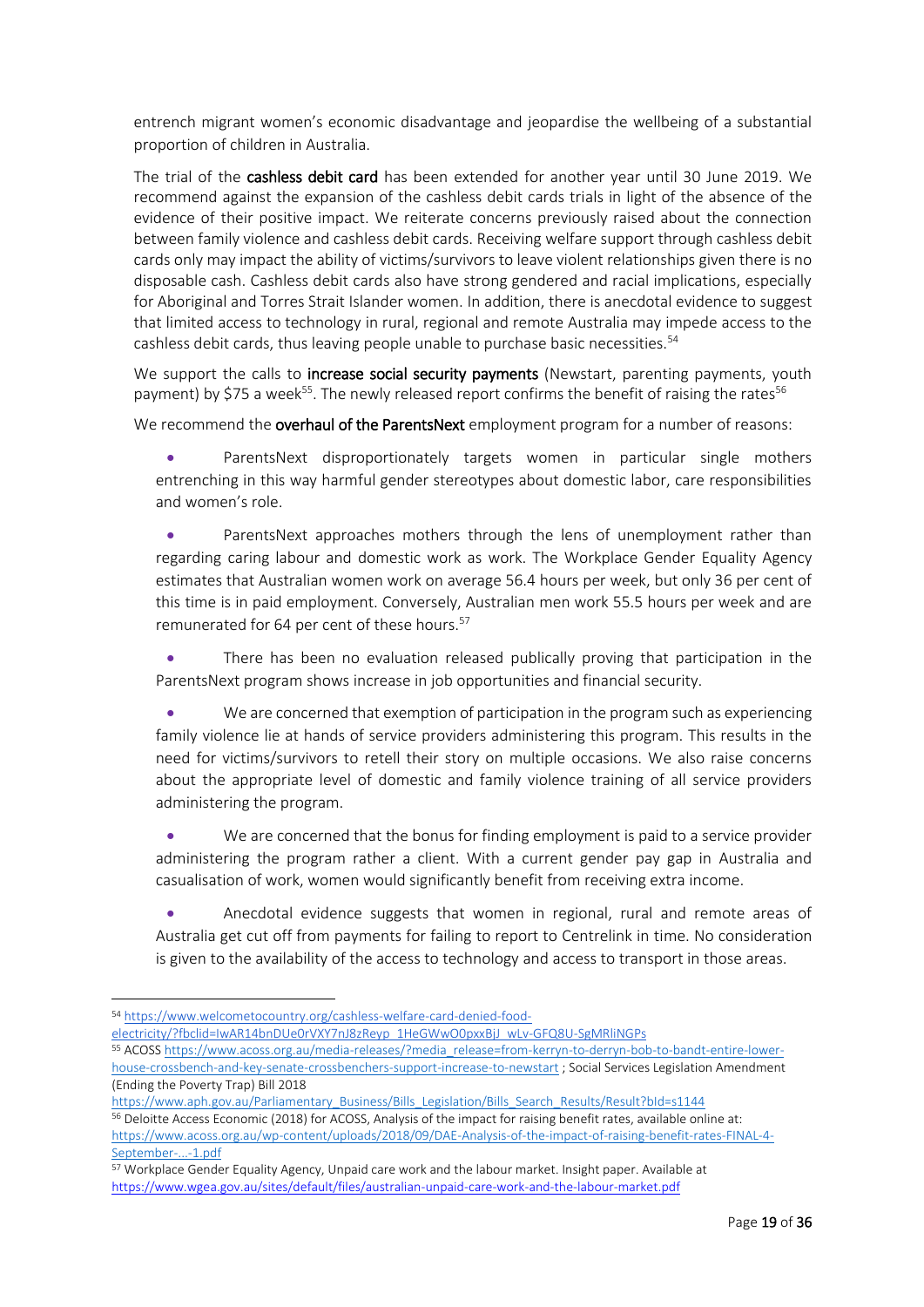entrench migrant women's economic disadvantage and jeopardise the wellbeing of a substantial proportion of children in Australia.

The trial of the **cashless debit card** has been extended for another year until 30 June 2019. We recommend against the expansion of the cashless debit cards trials in light of the absence of the evidence of their positive impact. We reiterate concerns previously raised about the connection between family violence and cashless debit cards. Receiving welfare support through cashless debit cards only may impact the ability of victims/survivors to leave violent relationships given there is no disposable cash. Cashless debit cards also have strong gendered and racial implications, especially for Aboriginal and Torres Strait Islander women. In addition, there is anecdotal evidence to suggest that limited access to technology in rural, regional and remote Australia may impede access to the cashless debit cards, thus leaving people unable to purchase basic necessities.[54]

We support the calls to **increase social security payments** (Newstart, parenting payments, youth payment) by $75 a week[55]. The newly released report confirms the benefit of raising the rates[56]

We recommend the **overhaul of the ParentsNext** employment program for a number of reasons:

- ParentsNext disproportionately targets women in particular single mothers entrenching in this way harmful gender stereotypes about domestic labor, care responsibilities and women's role.
- ParentsNext approaches mothers through the lens of unemployment rather than regarding caring labour and domestic work as work. The Workplace Gender Equality Agency estimates that Australian women work on average 56.4 hours per week, but only 36 per cent of this time is in paid employment. Conversely, Australian men work 55.5 hours per week and are remunerated for 64 per cent of these hours.[57]
- There has been no evaluation released publically proving that participation in the ParentsNext program shows increase in job opportunities and financial security.
- We are concerned that exemption of participation in the program such as experiencing family violence lie at hands of service providers administering this program. This results in the need for victims/survivors to retell their story on multiple occasions. We also raise concerns about the appropriate level of domestic and family violence training of all service providers administering the program.
- We are concerned that the bonus for finding employment is paid to a service provider administering the program rather a client. With a current gender pay gap in Australia and casualisation of work, women would significantly benefit from receiving extra income.
- Anecdotal evidence suggests that women in regional, rural and remote areas of Australia get cut off from payments for failing to report to Centrelink in time. No consideration is given to the availability of the access to technology and access to transport in those areas.

---

[54] https://www.welcometocountry.org/cashless-welfare-card-denied-food-electricity/?fbclid=IwAR14bnDUe0rVXY7nJ8zReyp_1HeGWwO0pxxBjJ_wLv-GFQ8U-SgMRliNGPs

[55] ACOSS https://www.acoss.org.au/media-releases/?media_release=from-kerryn-to-derryn-bob-to-bandt-entire-lower-house-crossbench-and-key-senate-crossbenchers-support-increase-to-newstart ; Social Services Legislation Amendment (Ending the Poverty Trap) Bill 2018 https://www.aph.gov.au/Parliamentary_Business/Bills_Legislation/Bills_Search_Results/Result?bId=s1144

[56] Deloitte Access Economic (2018) for ACOSS, Analysis of the impact for raising benefit rates, available online at: https://www.acoss.org.au/wp-content/uploads/2018/09/DAE-Analysis-of-the-impact-of-raising-benefit-rates-FINAL-4-September-...-1.pdf

[57] Workplace Gender Equality Agency, Unpaid care work and the labour market. Insight paper. Available at https://www.wgea.gov.au/sites/default/files/australian-unpaid-care-work-and-the-labour-market.pdf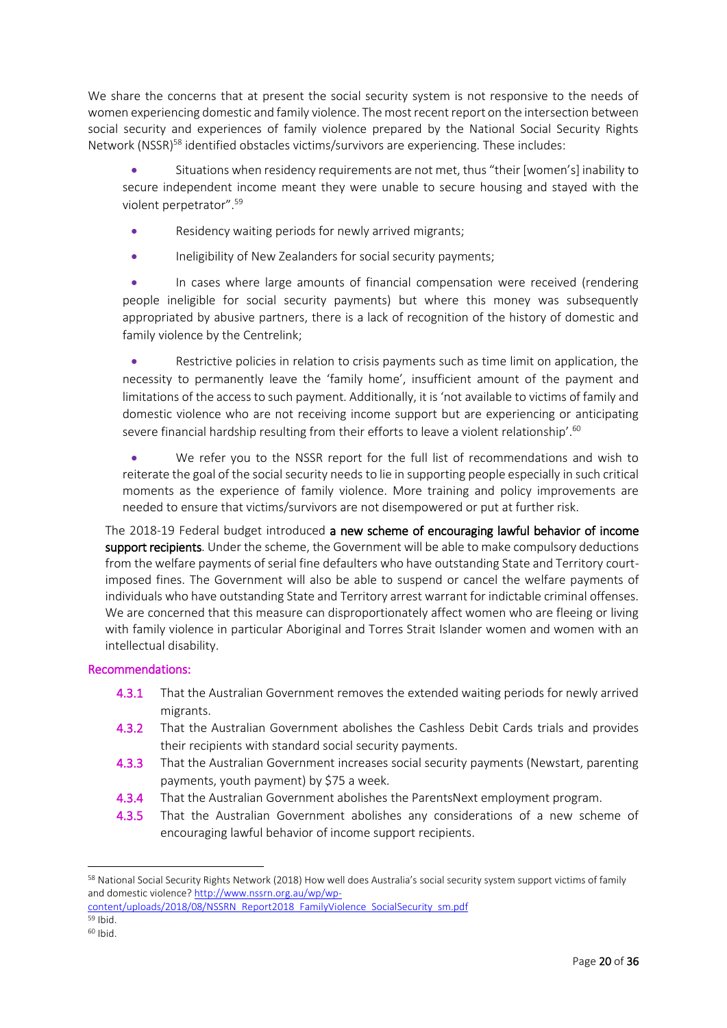We share the concerns that at present the social security system is not responsive to the needs of women experiencing domestic and family violence. The most recent report on the intersection between social security and experiences of family violence prepared by the National Social Security Rights Network (NSSR)[58] identified obstacles victims/survivors are experiencing. These includes:

- Situations when residency requirements are not met, thus "their [women's] inability to secure independent income meant they were unable to secure housing and stayed with the violent perpetrator".[59]
- Residency waiting periods for newly arrived migrants;
- Ineligibility of New Zealanders for social security payments;
- In cases where large amounts of financial compensation were received (rendering people ineligible for social security payments) but where this money was subsequently appropriated by abusive partners, there is a lack of recognition of the history of domestic and family violence by the Centrelink;
- Restrictive policies in relation to crisis payments such as time limit on application, the necessity to permanently leave the 'family home', insufficient amount of the payment and limitations of the access to such payment. Additionally, it is 'not available to victims of family and domestic violence who are not receiving income support but are experiencing or anticipating severe financial hardship resulting from their efforts to leave a violent relationship'.[60]
- We refer you to the NSSR report for the full list of recommendations and wish to reiterate the goal of the social security needs to lie in supporting people especially in such critical moments as the experience of family violence. More training and policy improvements are needed to ensure that victims/survivors are not disempowered or put at further risk.

The 2018-19 Federal budget introduced **a new scheme of encouraging lawful behavior of income support recipients**. Under the scheme, the Government will be able to make compulsory deductions from the welfare payments of serial fine defaulters who have outstanding State and Territory court-imposed fines. The Government will also be able to suspend or cancel the welfare payments of individuals who have outstanding State and Territory arrest warrant for indictable criminal offenses. We are concerned that this measure can disproportionately affect women who are fleeing or living with family violence in particular Aboriginal and Torres Strait Islander women and women with an intellectual disability.

### Recommendations:

- **4.3.1** That the Australian Government removes the extended waiting periods for newly arrived migrants.
- **4.3.2** That the Australian Government abolishes the Cashless Debit Cards trials and provides their recipients with standard social security payments.
- **4.3.3** That the Australian Government increases social security payments (Newstart, parenting payments, youth payment) by $75 a week.
- **4.3.4** That the Australian Government abolishes the ParentsNext employment program.
- **4.3.5** That the Australian Government abolishes any considerations of a new scheme of encouraging lawful behavior of income support recipients.

---

[58] National Social Security Rights Network (2018) How well does Australia's social security system support victims of family and domestic violence? http://www.nssrn.org.au/wp/wp-content/uploads/2018/08/NSSRN_Report2018_FamilyViolence_SocialSecurity_sm.pdf

[59] Ibid.

[60] Ibid.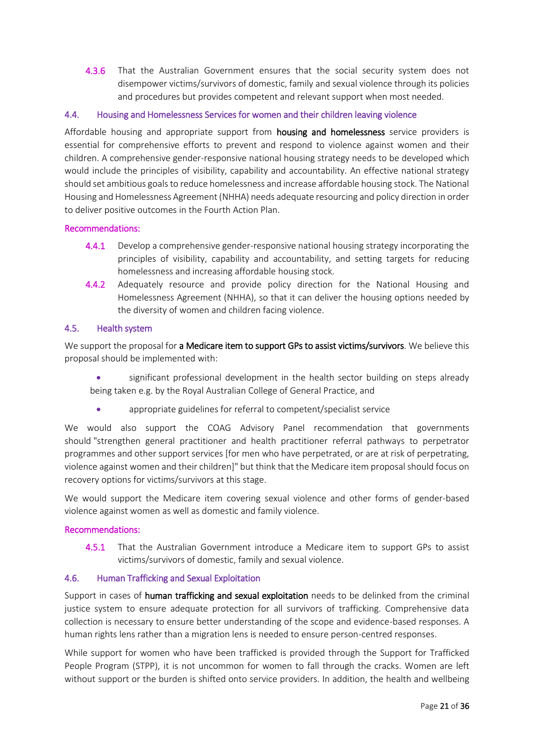4.3.6 That the Australian Government ensures that the social security system does not disempower victims/survivors of domestic, family and sexual violence through its policies and procedures but provides competent and relevant support when most needed.

### 4.4. Housing and Homelessness Services for women and their children leaving violence

Affordable housing and appropriate support from **housing and homelessness** service providers is essential for comprehensive efforts to prevent and respond to violence against women and their children. A comprehensive gender-responsive national housing strategy needs to be developed which would include the principles of visibility, capability and accountability. An effective national strategy should set ambitious goals to reduce homelessness and increase affordable housing stock. The National Housing and Homelessness Agreement (NHHA) needs adequate resourcing and policy direction in order to deliver positive outcomes in the Fourth Action Plan.

#### Recommendations:

4.4.1 Develop a comprehensive gender-responsive national housing strategy incorporating the principles of visibility, capability and accountability, and setting targets for reducing homelessness and increasing affordable housing stock.

4.4.2 Adequately resource and provide policy direction for the National Housing and Homelessness Agreement (NHHA), so that it can deliver the housing options needed by the diversity of women and children facing violence.

### 4.5. Health system

We support the proposal for **a Medicare item to support GPs to assist victims/survivors**. We believe this proposal should be implemented with:

- significant professional development in the health sector building on steps already being taken e.g. by the Royal Australian College of General Practice, and
- appropriate guidelines for referral to competent/specialist service

We would also support the COAG Advisory Panel recommendation that governments should "strengthen general practitioner and health practitioner referral pathways to perpetrator programmes and other support services [for men who have perpetrated, or are at risk of perpetrating, violence against women and their children]" but think that the Medicare item proposal should focus on recovery options for victims/survivors at this stage.

We would support the Medicare item covering sexual violence and other forms of gender-based violence against women as well as domestic and family violence.

#### Recommendations:

4.5.1 That the Australian Government introduce a Medicare item to support GPs to assist victims/survivors of domestic, family and sexual violence.

### 4.6. Human Trafficking and Sexual Exploitation

Support in cases of **human trafficking and sexual exploitation** needs to be delinked from the criminal justice system to ensure adequate protection for all survivors of trafficking. Comprehensive data collection is necessary to ensure better understanding of the scope and evidence-based responses. A human rights lens rather than a migration lens is needed to ensure person-centred responses.

While support for women who have been trafficked is provided through the Support for Trafficked People Program (STPP), it is not uncommon for women to fall through the cracks. Women are left without support or the burden is shifted onto service providers. In addition, the health and wellbeing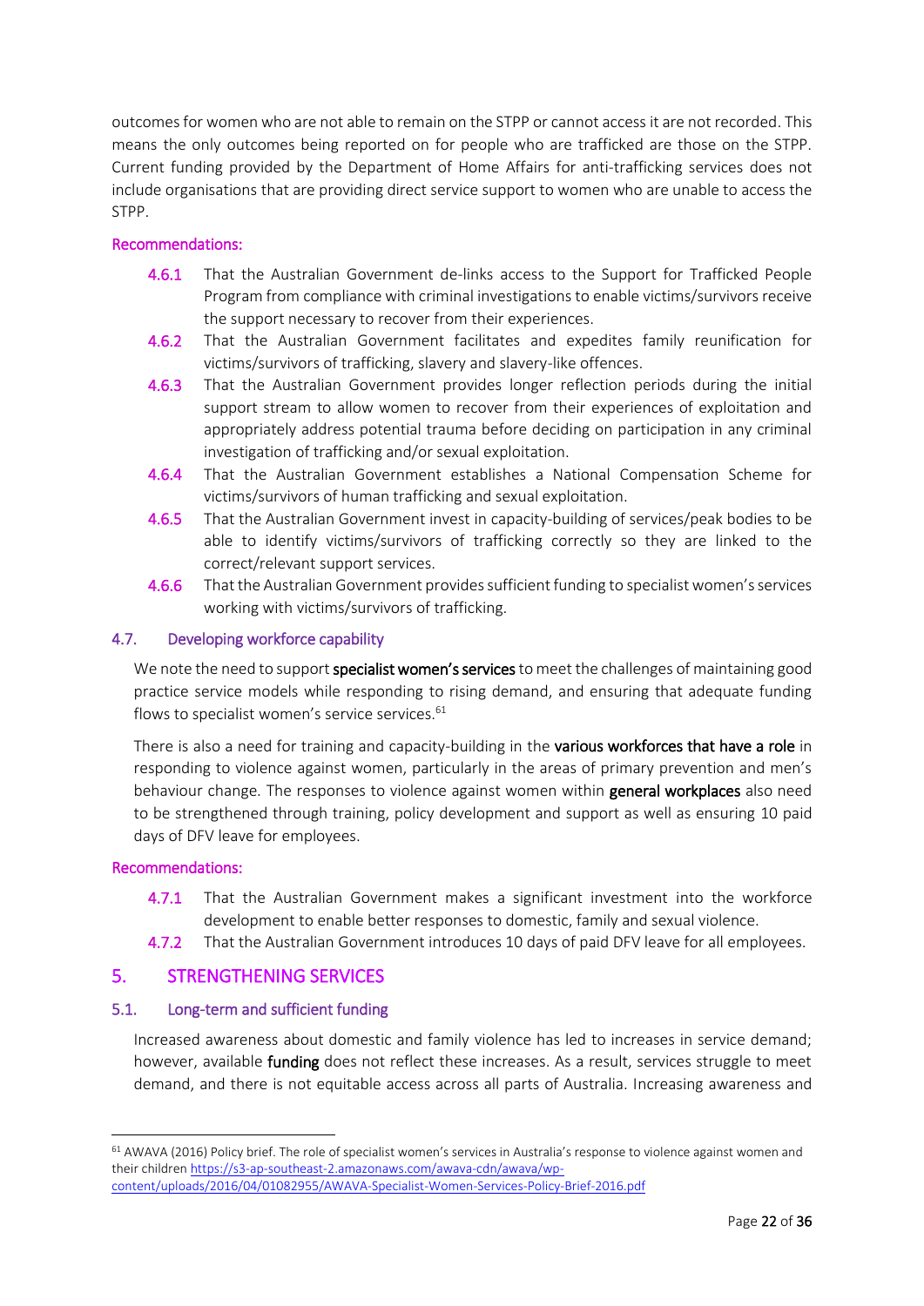outcomes for women who are not able to remain on the STPP or cannot access it are not recorded. This means the only outcomes being reported on for people who are trafficked are those on the STPP. Current funding provided by the Department of Home Affairs for anti-trafficking services does not include organisations that are providing direct service support to women who are unable to access the STPP.

#### Recommendations:

- **4.6.1** That the Australian Government de-links access to the Support for Trafficked People Program from compliance with criminal investigations to enable victims/survivors receive the support necessary to recover from their experiences.
- **4.6.2** That the Australian Government facilitates and expedites family reunification for victims/survivors of trafficking, slavery and slavery-like offences.
- **4.6.3** That the Australian Government provides longer reflection periods during the initial support stream to allow women to recover from their experiences of exploitation and appropriately address potential trauma before deciding on participation in any criminal investigation of trafficking and/or sexual exploitation.
- **4.6.4** That the Australian Government establishes a National Compensation Scheme for victims/survivors of human trafficking and sexual exploitation.
- **4.6.5** That the Australian Government invest in capacity-building of services/peak bodies to be able to identify victims/survivors of trafficking correctly so they are linked to the correct/relevant support services.
- **4.6.6** That the Australian Government provides sufficient funding to specialist women's services working with victims/survivors of trafficking.

### 4.7. Developing workforce capability

We note the need to support **specialist women's services** to meet the challenges of maintaining good practice service models while responding to rising demand, and ensuring that adequate funding flows to specialist women's service services.[61]

There is also a need for training and capacity-building in the **various workforces that have a role** in responding to violence against women, particularly in the areas of primary prevention and men's behaviour change. The responses to violence against women within **general workplaces** also need to be strengthened through training, policy development and support as well as ensuring 10 paid days of DFV leave for employees.

#### Recommendations:

- **4.7.1** That the Australian Government makes a significant investment into the workforce development to enable better responses to domestic, family and sexual violence.
- **4.7.2** That the Australian Government introduces 10 days of paid DFV leave for all employees.

## 5. STRENGTHENING SERVICES

### 5.1. Long-term and sufficient funding

Increased awareness about domestic and family violence has led to increases in service demand; however, available **funding** does not reflect these increases. As a result, services struggle to meet demand, and there is not equitable access across all parts of Australia. Increasing awareness and

---

[61] AWAVA (2016) Policy brief. The role of specialist women's services in Australia's response to violence against women and their children https://s3-ap-southeast-2.amazonaws.com/awava-cdn/awava/wp-content/uploads/2016/04/01082955/AWAVA-Specialist-Women-Services-Policy-Brief-2016.pdf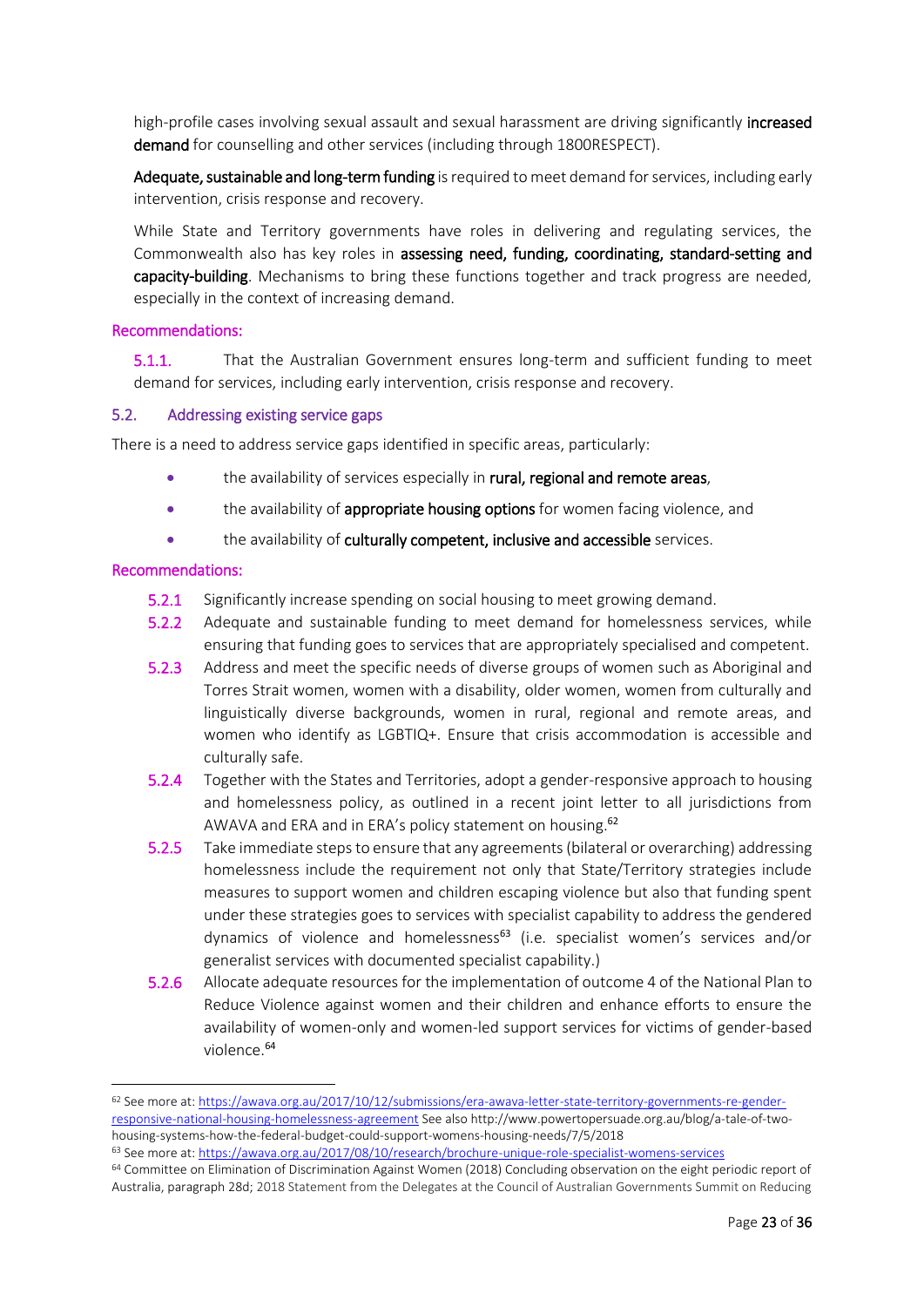high-profile cases involving sexual assault and sexual harassment are driving significantly **increased demand** for counselling and other services (including through 1800RESPECT).

**Adequate, sustainable and long-term funding** is required to meet demand for services, including early intervention, crisis response and recovery.

While State and Territory governments have roles in delivering and regulating services, the Commonwealth also has key roles in **assessing need, funding, coordinating, standard-setting and capacity-building**. Mechanisms to bring these functions together and track progress are needed, especially in the context of increasing demand.

#### Recommendations:

5.1.1. That the Australian Government ensures long-term and sufficient funding to meet demand for services, including early intervention, crisis response and recovery.

### 5.2. Addressing existing service gaps

There is a need to address service gaps identified in specific areas, particularly:

- the availability of services especially in **rural, regional and remote areas**,
- the availability of **appropriate housing options** for women facing violence, and
- the availability of **culturally competent, inclusive and accessible** services.

#### Recommendations:

5.2.1 Significantly increase spending on social housing to meet growing demand.

5.2.2 Adequate and sustainable funding to meet demand for homelessness services, while ensuring that funding goes to services that are appropriately specialised and competent.

5.2.3 Address and meet the specific needs of diverse groups of women such as Aboriginal and Torres Strait women, women with a disability, older women, women from culturally and linguistically diverse backgrounds, women in rural, regional and remote areas, and women who identify as LGBTIQ+. Ensure that crisis accommodation is accessible and culturally safe.

5.2.4 Together with the States and Territories, adopt a gender-responsive approach to housing and homelessness policy, as outlined in a recent joint letter to all jurisdictions from AWAVA and ERA and in ERA's policy statement on housing.[62]

5.2.5 Take immediate steps to ensure that any agreements (bilateral or overarching) addressing homelessness include the requirement not only that State/Territory strategies include measures to support women and children escaping violence but also that funding spent under these strategies goes to services with specialist capability to address the gendered dynamics of violence and homelessness[63] (i.e. specialist women's services and/or generalist services with documented specialist capability.)

5.2.6 Allocate adequate resources for the implementation of outcome 4 of the National Plan to Reduce Violence against women and their children and enhance efforts to ensure the availability of women-only and women-led support services for victims of gender-based violence.[64]

---

[62] See more at: https://awava.org.au/2017/10/12/submissions/era-awava-letter-state-territory-governments-re-gender-responsive-national-housing-homelessness-agreement See also http://www.powertopersuade.org.au/blog/a-tale-of-two-housing-systems-how-the-federal-budget-could-support-womens-housing-needs/7/5/2018

[63] See more at: https://awava.org.au/2017/08/10/research/brochure-unique-role-specialist-womens-services

[64] Committee on Elimination of Discrimination Against Women (2018) Concluding observation on the eight periodic report of Australia, paragraph 28d; 2018 Statement from the Delegates at the Council of Australian Governments Summit on Reducing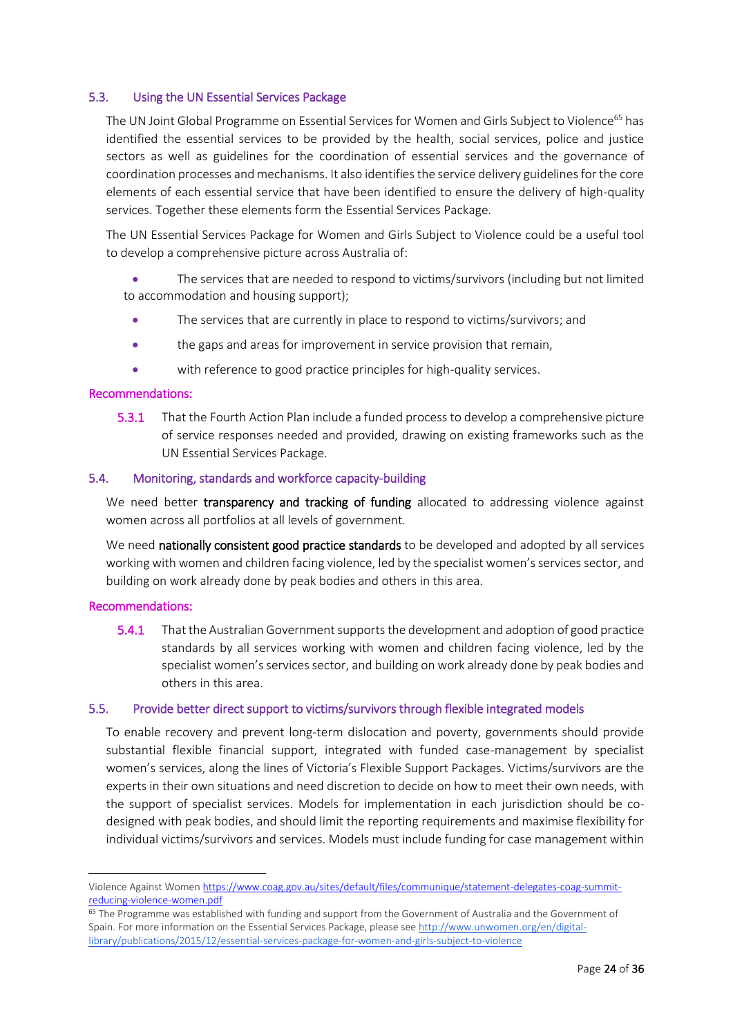### 5.3. Using the UN Essential Services Package

The UN Joint Global Programme on Essential Services for Women and Girls Subject to Violence[65] has identified the essential services to be provided by the health, social services, police and justice sectors as well as guidelines for the coordination of essential services and the governance of coordination processes and mechanisms. It also identifies the service delivery guidelines for the core elements of each essential service that have been identified to ensure the delivery of high-quality services. Together these elements form the Essential Services Package.

The UN Essential Services Package for Women and Girls Subject to Violence could be a useful tool to develop a comprehensive picture across Australia of:

- The services that are needed to respond to victims/survivors (including but not limited to accommodation and housing support);
- The services that are currently in place to respond to victims/survivors; and
- the gaps and areas for improvement in service provision that remain,
- with reference to good practice principles for high-quality services.

#### Recommendations:

**5.3.1** That the Fourth Action Plan include a funded process to develop a comprehensive picture of service responses needed and provided, drawing on existing frameworks such as the UN Essential Services Package.

### 5.4. Monitoring, standards and workforce capacity-building

We need better **transparency and tracking of funding** allocated to addressing violence against women across all portfolios at all levels of government.

We need **nationally consistent good practice standards** to be developed and adopted by all services working with women and children facing violence, led by the specialist women's services sector, and building on work already done by peak bodies and others in this area.

#### Recommendations:

**5.4.1** That the Australian Government supports the development and adoption of good practice standards by all services working with women and children facing violence, led by the specialist women's services sector, and building on work already done by peak bodies and others in this area.

### 5.5. Provide better direct support to victims/survivors through flexible integrated models

To enable recovery and prevent long-term dislocation and poverty, governments should provide substantial flexible financial support, integrated with funded case-management by specialist women's services, along the lines of Victoria's Flexible Support Packages. Victims/survivors are the experts in their own situations and need discretion to decide on how to meet their own needs, with the support of specialist services. Models for implementation in each jurisdiction should be co-designed with peak bodies, and should limit the reporting requirements and maximise flexibility for individual victims/survivors and services. Models must include funding for case management within

---

Violence Against Women https://www.coag.gov.au/sites/default/files/communique/statement-delegates-coag-summit-reducing-violence-women.pdf

[65] The Programme was established with funding and support from the Government of Australia and the Government of Spain. For more information on the Essential Services Package, please see http://www.unwomen.org/en/digital-library/publications/2015/12/essential-services-package-for-women-and-girls-subject-to-violence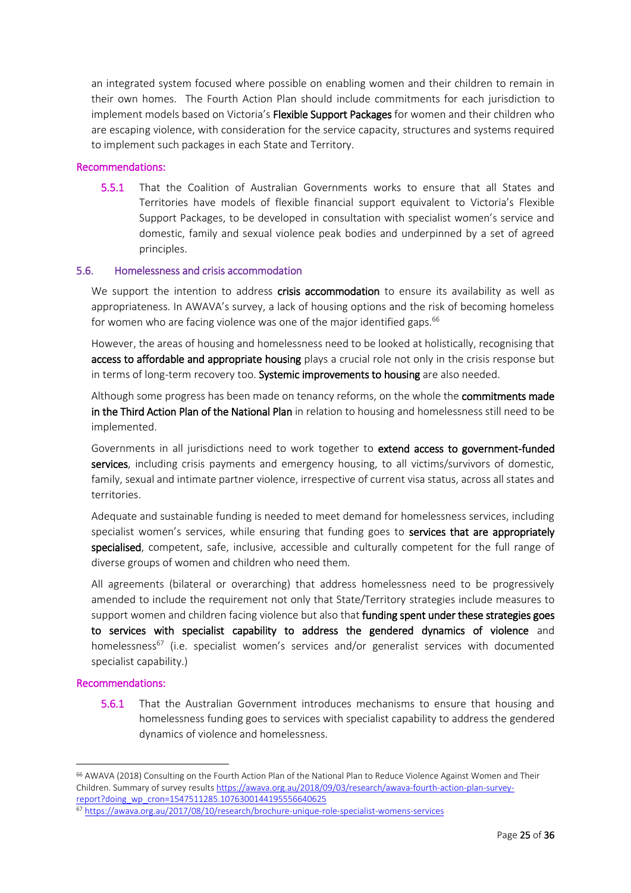an integrated system focused where possible on enabling women and their children to remain in their own homes. The Fourth Action Plan should include commitments for each jurisdiction to implement models based on Victoria's **Flexible Support Packages** for women and their children who are escaping violence, with consideration for the service capacity, structures and systems required to implement such packages in each State and Territory.

#### Recommendations:

**5.5.1** That the Coalition of Australian Governments works to ensure that all States and Territories have models of flexible financial support equivalent to Victoria's Flexible Support Packages, to be developed in consultation with specialist women's service and domestic, family and sexual violence peak bodies and underpinned by a set of agreed principles.

### 5.6. Homelessness and crisis accommodation

We support the intention to address **crisis accommodation** to ensure its availability as well as appropriateness. In AWAVA's survey, a lack of housing options and the risk of becoming homeless for women who are facing violence was one of the major identified gaps.[66]

However, the areas of housing and homelessness need to be looked at holistically, recognising that **access to affordable and appropriate housing** plays a crucial role not only in the crisis response but in terms of long-term recovery too. **Systemic improvements to housing** are also needed.

Although some progress has been made on tenancy reforms, on the whole the **commitments made in the Third Action Plan of the National Plan** in relation to housing and homelessness still need to be implemented.

Governments in all jurisdictions need to work together to **extend access to government-funded services**, including crisis payments and emergency housing, to all victims/survivors of domestic, family, sexual and intimate partner violence, irrespective of current visa status, across all states and territories.

Adequate and sustainable funding is needed to meet demand for homelessness services, including specialist women's services, while ensuring that funding goes to **services that are appropriately specialised**, competent, safe, inclusive, accessible and culturally competent for the full range of diverse groups of women and children who need them.

All agreements (bilateral or overarching) that address homelessness need to be progressively amended to include the requirement not only that State/Territory strategies include measures to support women and children facing violence but also that **funding spent under these strategies goes to services with specialist capability to address the gendered dynamics of violence** and homelessness[67] (i.e. specialist women's services and/or generalist services with documented specialist capability.)

#### Recommendations:

**5.6.1** That the Australian Government introduces mechanisms to ensure that housing and homelessness funding goes to services with specialist capability to address the gendered dynamics of violence and homelessness.

---

[66] AWAVA (2018) Consulting on the Fourth Action Plan of the National Plan to Reduce Violence Against Women and Their Children. Summary of survey results https://awava.org.au/2018/09/03/research/awava-fourth-action-plan-survey-report?doing_wp_cron=1547511285.1076300144195556640625

[67] https://awava.org.au/2017/08/10/research/brochure-unique-role-specialist-womens-services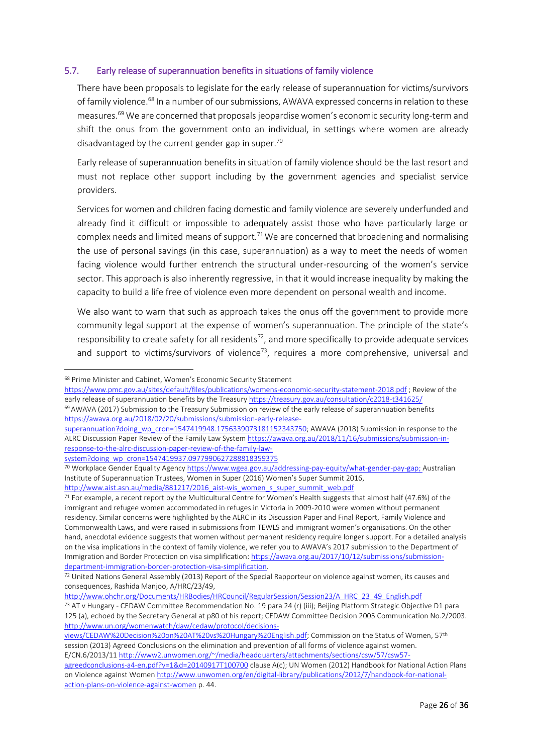## 5.7. Early release of superannuation benefits in situations of family violence

There have been proposals to legislate for the early release of superannuation for victims/survivors of family violence.[68] In a number of our submissions, AWAVA expressed concerns in relation to these measures.[69] We are concerned that proposals jeopardise women's economic security long-term and shift the onus from the government onto an individual, in settings where women are already disadvantaged by the current gender gap in super.[70]

Early release of superannuation benefits in situation of family violence should be the last resort and must not replace other support including by the government agencies and specialist service providers.

Services for women and children facing domestic and family violence are severely underfunded and already find it difficult or impossible to adequately assist those who have particularly large or complex needs and limited means of support.[71] We are concerned that broadening and normalising the use of personal savings (in this case, superannuation) as a way to meet the needs of women facing violence would further entrench the structural under-resourcing of the women's service sector. This approach is also inherently regressive, in that it would increase inequality by making the capacity to build a life free of violence even more dependent on personal wealth and income.

We also want to warn that such as approach takes the onus off the government to provide more community legal support at the expense of women's superannuation. The principle of the state's responsibility to create safety for all residents[72], and more specifically to provide adequate services and support to victims/survivors of violence[73], requires a more comprehensive, universal and

---

[68] Prime Minister and Cabinet, Women's Economic Security Statement https://www.pmc.gov.au/sites/default/files/publications/womens-economic-security-statement-2018.pdf ; Review of the early release of superannuation benefits by the Treasury https://treasury.gov.au/consultation/c2018-t341625/

[69] AWAVA (2017) Submission to the Treasury Submission on review of the early release of superannuation benefits https://awava.org.au/2018/02/20/submissions/submission-early-release-superannuation?doing_wp_cron=1547419948.1756339073181152343750; AWAVA (2018) Submission in response to the ALRC Discussion Paper Review of the Family Law System https://awava.org.au/2018/11/16/submissions/submission-in-response-to-the-alrc-discussion-paper-review-of-the-family-law-system?doing_wp_cron=1547419937.0977990627288818359375

[70] Workplace Gender Equality Agency https://www.wgea.gov.au/addressing-pay-equity/what-gender-pay-gap; Australian Institute of Superannuation Trustees, Women in Super (2016) Women's Super Summit 2016, http://www.aist.asn.au/media/881217/2016_aist-wis_women_s_super_summit_web.pdf

[71] For example, a recent report by the Multicultural Centre for Women's Health suggests that almost half (47.6%) of the immigrant and refugee women accommodated in refuges in Victoria in 2009-2010 were women without permanent residency. Similar concerns were highlighted by the ALRC in its Discussion Paper and Final Report, Family Violence and Commonwealth Laws, and were raised in submissions from TEWLS and immigrant women's organisations. On the other hand, anecdotal evidence suggests that women without permanent residency require longer support. For a detailed analysis on the visa implications in the context of family violence, we refer you to AWAVA's 2017 submission to the Department of Immigration and Border Protection on visa simplification: https://awava.org.au/2017/10/12/submissions/submission-department-immigration-border-protection-visa-simplification.

[72] United Nations General Assembly (2013) Report of the Special Rapporteur on violence against women, its causes and consequences, Rashida Manjoo, A/HRC/23/49, http://www.ohchr.org/Documents/HRBodies/HRCouncil/RegularSession/Session23/A_HRC_23_49_English.pdf

[73] AT v Hungary - CEDAW Committee Recommendation No. 19 para 24 (r) (iii); Beijing Platform Strategic Objective D1 para 125 (a), echoed by the Secretary General at p80 of his report; CEDAW Committee Decision 2005 Communication No.2/2003. http://www.un.org/womenwatch/daw/cedaw/protocol/decisions-views/CEDAW%20Decision%20on%20AT%20vs%20Hungary%20English.pdf; Commission on the Status of Women, 57th session (2013) Agreed Conclusions on the elimination and prevention of all forms of violence against women. E/CN.6/2013/11 http://www2.unwomen.org/~/media/headquarters/attachments/sections/csw/57/csw57-agreedconclusions-a4-en.pdf?v=1&d=20140917T100700 clause A(c); UN Women (2012) Handbook for National Action Plans on Violence against Women http://www.unwomen.org/en/digital-library/publications/2012/7/handbook-for-national-action-plans-on-violence-against-women p. 44.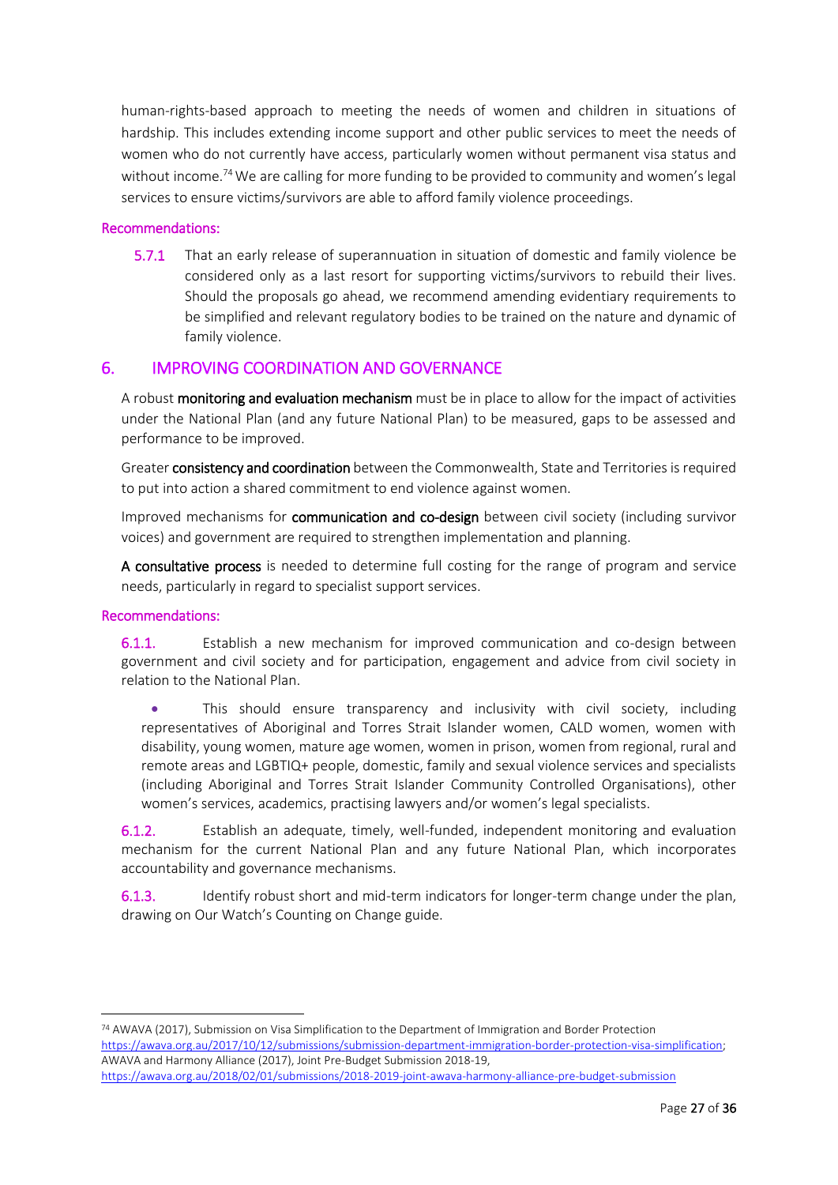human-rights-based approach to meeting the needs of women and children in situations of hardship. This includes extending income support and other public services to meet the needs of women who do not currently have access, particularly women without permanent visa status and without income.[74] We are calling for more funding to be provided to community and women's legal services to ensure victims/survivors are able to afford family violence proceedings.

#### Recommendations:

5.7.1 That an early release of superannuation in situation of domestic and family violence be considered only as a last resort for supporting victims/survivors to rebuild their lives. Should the proposals go ahead, we recommend amending evidentiary requirements to be simplified and relevant regulatory bodies to be trained on the nature and dynamic of family violence.

## 6. IMPROVING COORDINATION AND GOVERNANCE

A robust **monitoring and evaluation mechanism** must be in place to allow for the impact of activities under the National Plan (and any future National Plan) to be measured, gaps to be assessed and performance to be improved.

Greater **consistency and coordination** between the Commonwealth, State and Territories is required to put into action a shared commitment to end violence against women.

Improved mechanisms for **communication and co-design** between civil society (including survivor voices) and government are required to strengthen implementation and planning.

**A consultative process** is needed to determine full costing for the range of program and service needs, particularly in regard to specialist support services.

#### Recommendations:

6.1.1. Establish a new mechanism for improved communication and co-design between government and civil society and for participation, engagement and advice from civil society in relation to the National Plan.

- This should ensure transparency and inclusivity with civil society, including representatives of Aboriginal and Torres Strait Islander women, CALD women, women with disability, young women, mature age women, women in prison, women from regional, rural and remote areas and LGBTIQ+ people, domestic, family and sexual violence services and specialists (including Aboriginal and Torres Strait Islander Community Controlled Organisations), other women's services, academics, practising lawyers and/or women's legal specialists.

6.1.2. Establish an adequate, timely, well-funded, independent monitoring and evaluation mechanism for the current National Plan and any future National Plan, which incorporates accountability and governance mechanisms.

6.1.3. Identify robust short and mid-term indicators for longer-term change under the plan, drawing on Our Watch's Counting on Change guide.

---

[74] AWAVA (2017), Submission on Visa Simplification to the Department of Immigration and Border Protection https://awava.org.au/2017/10/12/submissions/submission-department-immigration-border-protection-visa-simplification; AWAVA and Harmony Alliance (2017), Joint Pre-Budget Submission 2018-19, https://awava.org.au/2018/02/01/submissions/2018-2019-joint-awava-harmony-alliance-pre-budget-submission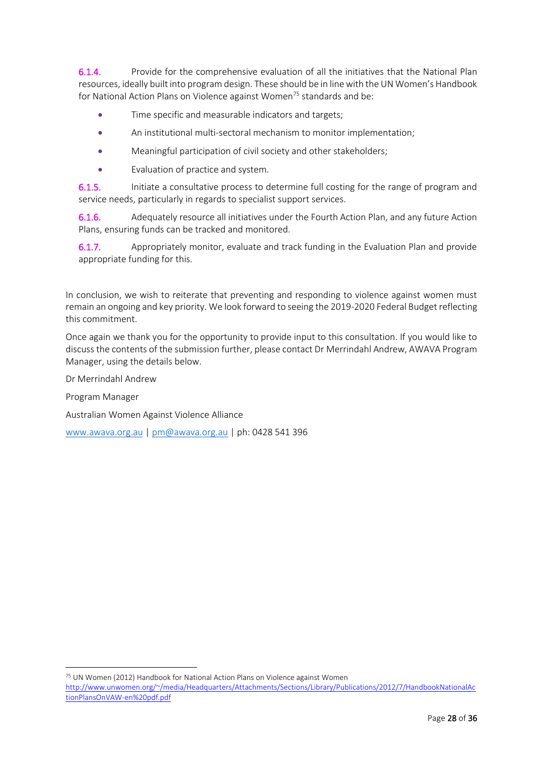6.1.4. Provide for the comprehensive evaluation of all the initiatives that the National Plan resources, ideally built into program design. These should be in line with the UN Women's Handbook for National Action Plans on Violence against Women[75] standards and be:

- Time specific and measurable indicators and targets;
- An institutional multi-sectoral mechanism to monitor implementation;
- Meaningful participation of civil society and other stakeholders;
- Evaluation of practice and system.

6.1.5. Initiate a consultative process to determine full costing for the range of program and service needs, particularly in regards to specialist support services.

6.1.6. Adequately resource all initiatives under the Fourth Action Plan, and any future Action Plans, ensuring funds can be tracked and monitored.

6.1.7. Appropriately monitor, evaluate and track funding in the Evaluation Plan and provide appropriate funding for this.

In conclusion, we wish to reiterate that preventing and responding to violence against women must remain an ongoing and key priority. We look forward to seeing the 2019-2020 Federal Budget reflecting this commitment.

Once again we thank you for the opportunity to provide input to this consultation. If you would like to discuss the contents of the submission further, please contact Dr Merrindahl Andrew, AWAVA Program Manager, using the details below.

Dr Merrindahl Andrew

Program Manager

Australian Women Against Violence Alliance

www.awava.org.au | pm@awava.org.au | ph: 0428 541 396

---

[75] UN Women (2012) Handbook for National Action Plans on Violence against Women http://www.unwomen.org/~/media/Headquarters/Attachments/Sections/Library/Publications/2012/7/HandbookNationalActionPlansOnVAW-en%20pdf.pdf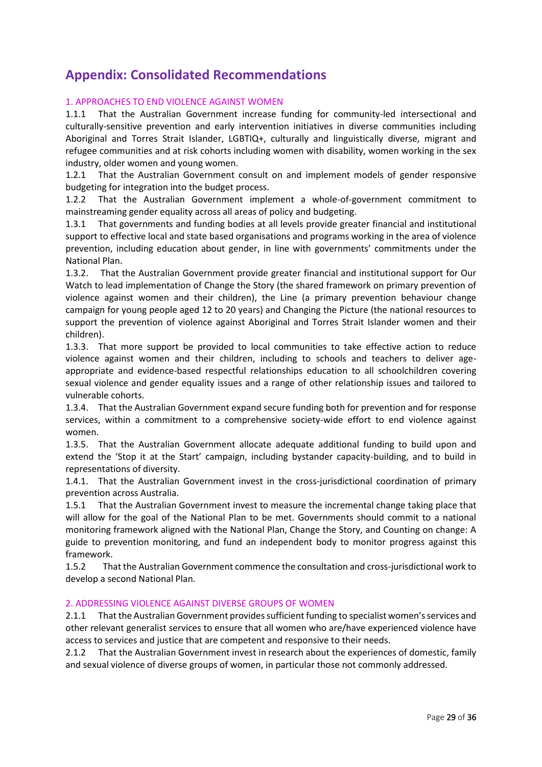# Appendix: Consolidated Recommendations

## 1. APPROACHES TO END VIOLENCE AGAINST WOMEN

1.1.1 That the Australian Government increase funding for community-led intersectional and culturally-sensitive prevention and early intervention initiatives in diverse communities including Aboriginal and Torres Strait Islander, LGBTIQ+, culturally and linguistically diverse, migrant and refugee communities and at risk cohorts including women with disability, women working in the sex industry, older women and young women.

1.2.1 That the Australian Government consult on and implement models of gender responsive budgeting for integration into the budget process.

1.2.2 That the Australian Government implement a whole-of-government commitment to mainstreaming gender equality across all areas of policy and budgeting.

1.3.1 That governments and funding bodies at all levels provide greater financial and institutional support to effective local and state based organisations and programs working in the area of violence prevention, including education about gender, in line with governments' commitments under the National Plan.

1.3.2. That the Australian Government provide greater financial and institutional support for Our Watch to lead implementation of Change the Story (the shared framework on primary prevention of violence against women and their children), the Line (a primary prevention behaviour change campaign for young people aged 12 to 20 years) and Changing the Picture (the national resources to support the prevention of violence against Aboriginal and Torres Strait Islander women and their children).

1.3.3. That more support be provided to local communities to take effective action to reduce violence against women and their children, including to schools and teachers to deliver age-appropriate and evidence-based respectful relationships education to all schoolchildren covering sexual violence and gender equality issues and a range of other relationship issues and tailored to vulnerable cohorts.

1.3.4. That the Australian Government expand secure funding both for prevention and for response services, within a commitment to a comprehensive society-wide effort to end violence against women.

1.3.5. That the Australian Government allocate adequate additional funding to build upon and extend the 'Stop it at the Start' campaign, including bystander capacity-building, and to build in representations of diversity.

1.4.1. That the Australian Government invest in the cross-jurisdictional coordination of primary prevention across Australia.

1.5.1 That the Australian Government invest to measure the incremental change taking place that will allow for the goal of the National Plan to be met. Governments should commit to a national monitoring framework aligned with the National Plan, Change the Story, and Counting on change: A guide to prevention monitoring, and fund an independent body to monitor progress against this framework.

1.5.2 That the Australian Government commence the consultation and cross-jurisdictional work to develop a second National Plan.

## 2. ADDRESSING VIOLENCE AGAINST DIVERSE GROUPS OF WOMEN

2.1.1 That the Australian Government provides sufficient funding to specialist women's services and other relevant generalist services to ensure that all women who are/have experienced violence have access to services and justice that are competent and responsive to their needs.

2.1.2 That the Australian Government invest in research about the experiences of domestic, family and sexual violence of diverse groups of women, in particular those not commonly addressed.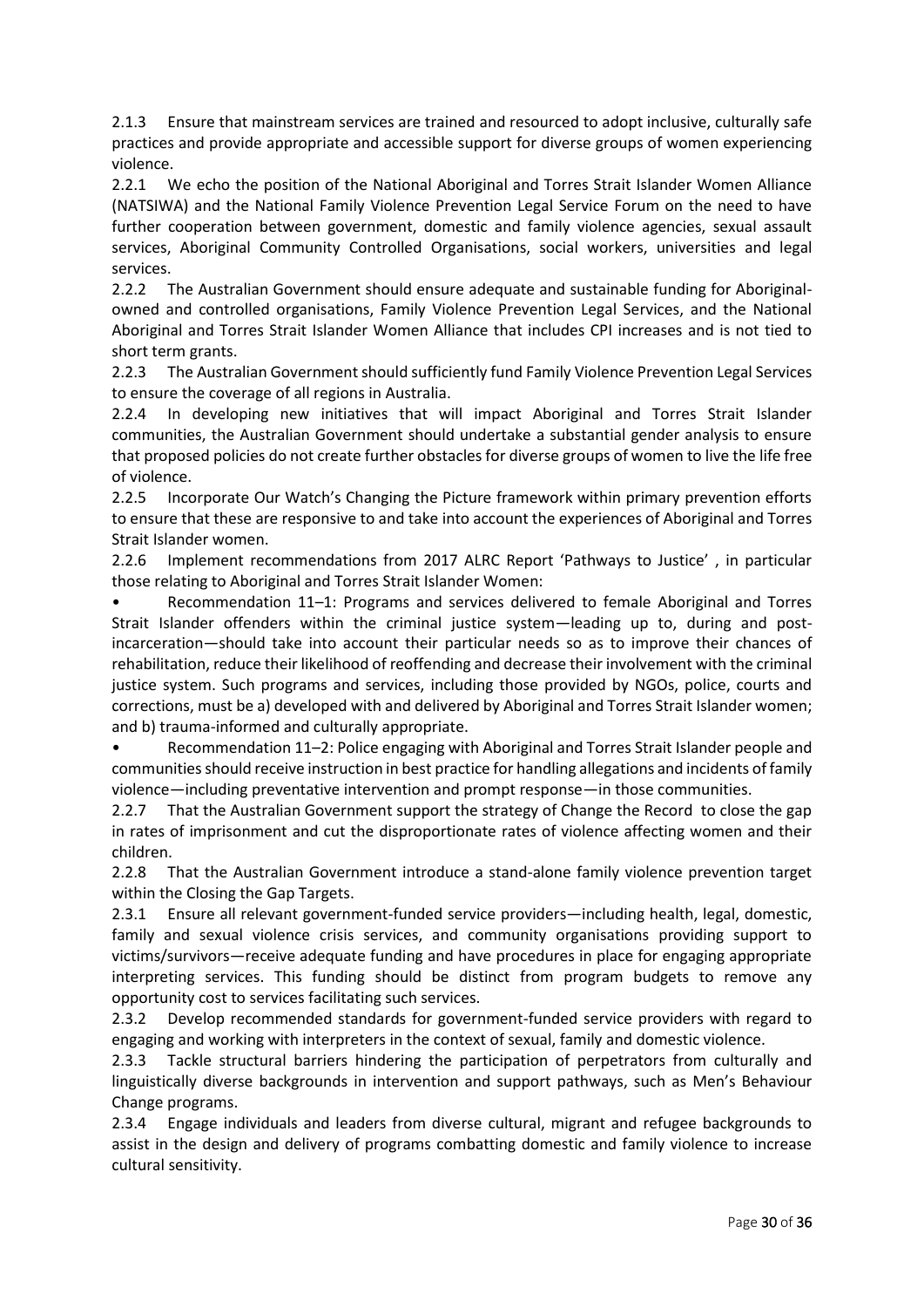2.1.3 Ensure that mainstream services are trained and resourced to adopt inclusive, culturally safe practices and provide appropriate and accessible support for diverse groups of women experiencing violence.

2.2.1 We echo the position of the National Aboriginal and Torres Strait Islander Women Alliance (NATSIWA) and the National Family Violence Prevention Legal Service Forum on the need to have further cooperation between government, domestic and family violence agencies, sexual assault services, Aboriginal Community Controlled Organisations, social workers, universities and legal services.

2.2.2 The Australian Government should ensure adequate and sustainable funding for Aboriginal-owned and controlled organisations, Family Violence Prevention Legal Services, and the National Aboriginal and Torres Strait Islander Women Alliance that includes CPI increases and is not tied to short term grants.

2.2.3 The Australian Government should sufficiently fund Family Violence Prevention Legal Services to ensure the coverage of all regions in Australia.

2.2.4 In developing new initiatives that will impact Aboriginal and Torres Strait Islander communities, the Australian Government should undertake a substantial gender analysis to ensure that proposed policies do not create further obstacles for diverse groups of women to live the life free of violence.

2.2.5 Incorporate Our Watch's Changing the Picture framework within primary prevention efforts to ensure that these are responsive to and take into account the experiences of Aboriginal and Torres Strait Islander women.

2.2.6 Implement recommendations from 2017 ALRC Report 'Pathways to Justice' , in particular those relating to Aboriginal and Torres Strait Islander Women:

- Recommendation 11–1: Programs and services delivered to female Aboriginal and Torres Strait Islander offenders within the criminal justice system—leading up to, during and post-incarceration—should take into account their particular needs so as to improve their chances of rehabilitation, reduce their likelihood of reoffending and decrease their involvement with the criminal justice system. Such programs and services, including those provided by NGOs, police, courts and corrections, must be a) developed with and delivered by Aboriginal and Torres Strait Islander women; and b) trauma-informed and culturally appropriate.
- Recommendation 11–2: Police engaging with Aboriginal and Torres Strait Islander people and communities should receive instruction in best practice for handling allegations and incidents of family violence—including preventative intervention and prompt response—in those communities.

2.2.7 That the Australian Government support the strategy of Change the Record to close the gap in rates of imprisonment and cut the disproportionate rates of violence affecting women and their children.

2.2.8 That the Australian Government introduce a stand-alone family violence prevention target within the Closing the Gap Targets.

2.3.1 Ensure all relevant government-funded service providers—including health, legal, domestic, family and sexual violence crisis services, and community organisations providing support to victims/survivors—receive adequate funding and have procedures in place for engaging appropriate interpreting services. This funding should be distinct from program budgets to remove any opportunity cost to services facilitating such services.

2.3.2 Develop recommended standards for government-funded service providers with regard to engaging and working with interpreters in the context of sexual, family and domestic violence.

2.3.3 Tackle structural barriers hindering the participation of perpetrators from culturally and linguistically diverse backgrounds in intervention and support pathways, such as Men's Behaviour Change programs.

2.3.4 Engage individuals and leaders from diverse cultural, migrant and refugee backgrounds to assist in the design and delivery of programs combatting domestic and family violence to increase cultural sensitivity.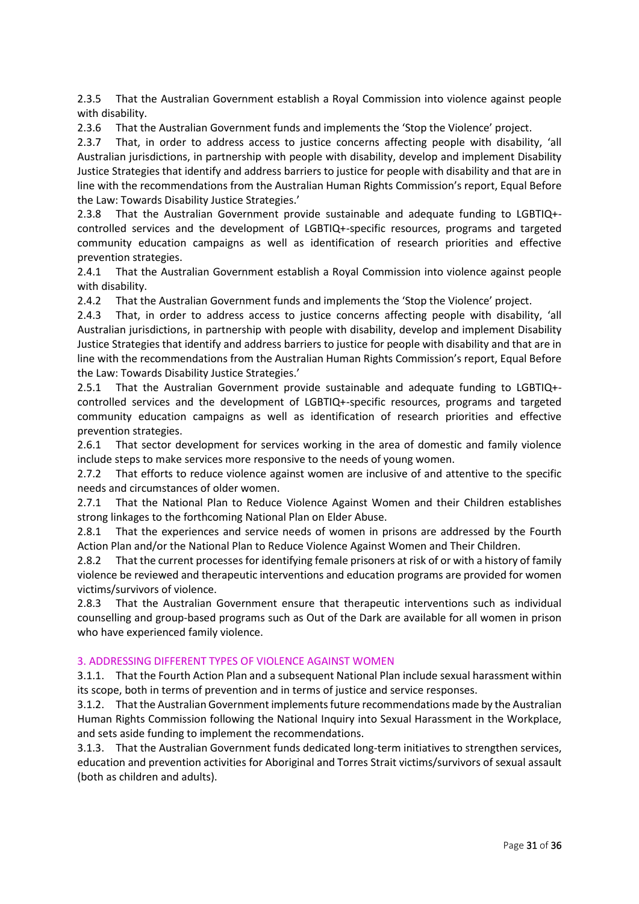2.3.5 That the Australian Government establish a Royal Commission into violence against people with disability.

2.3.6 That the Australian Government funds and implements the 'Stop the Violence' project.

2.3.7 That, in order to address access to justice concerns affecting people with disability, 'all Australian jurisdictions, in partnership with people with disability, develop and implement Disability Justice Strategies that identify and address barriers to justice for people with disability and that are in line with the recommendations from the Australian Human Rights Commission's report, Equal Before the Law: Towards Disability Justice Strategies.'

2.3.8 That the Australian Government provide sustainable and adequate funding to LGBTIQ+-controlled services and the development of LGBTIQ+-specific resources, programs and targeted community education campaigns as well as identification of research priorities and effective prevention strategies.

2.4.1 That the Australian Government establish a Royal Commission into violence against people with disability.

2.4.2 That the Australian Government funds and implements the 'Stop the Violence' project.

2.4.3 That, in order to address access to justice concerns affecting people with disability, 'all Australian jurisdictions, in partnership with people with disability, develop and implement Disability Justice Strategies that identify and address barriers to justice for people with disability and that are in line with the recommendations from the Australian Human Rights Commission's report, Equal Before the Law: Towards Disability Justice Strategies.'

2.5.1 That the Australian Government provide sustainable and adequate funding to LGBTIQ+-controlled services and the development of LGBTIQ+-specific resources, programs and targeted community education campaigns as well as identification of research priorities and effective prevention strategies.

2.6.1 That sector development for services working in the area of domestic and family violence include steps to make services more responsive to the needs of young women.

2.7.2 That efforts to reduce violence against women are inclusive of and attentive to the specific needs and circumstances of older women.

2.7.1 That the National Plan to Reduce Violence Against Women and their Children establishes strong linkages to the forthcoming National Plan on Elder Abuse.

2.8.1 That the experiences and service needs of women in prisons are addressed by the Fourth Action Plan and/or the National Plan to Reduce Violence Against Women and Their Children.

2.8.2 That the current processes for identifying female prisoners at risk of or with a history of family violence be reviewed and therapeutic interventions and education programs are provided for women victims/survivors of violence.

2.8.3 That the Australian Government ensure that therapeutic interventions such as individual counselling and group-based programs such as Out of the Dark are available for all women in prison who have experienced family violence.

## 3. ADDRESSING DIFFERENT TYPES OF VIOLENCE AGAINST WOMEN

3.1.1. That the Fourth Action Plan and a subsequent National Plan include sexual harassment within its scope, both in terms of prevention and in terms of justice and service responses.

3.1.2. That the Australian Government implements future recommendations made by the Australian Human Rights Commission following the National Inquiry into Sexual Harassment in the Workplace, and sets aside funding to implement the recommendations.

3.1.3. That the Australian Government funds dedicated long-term initiatives to strengthen services, education and prevention activities for Aboriginal and Torres Strait victims/survivors of sexual assault (both as children and adults).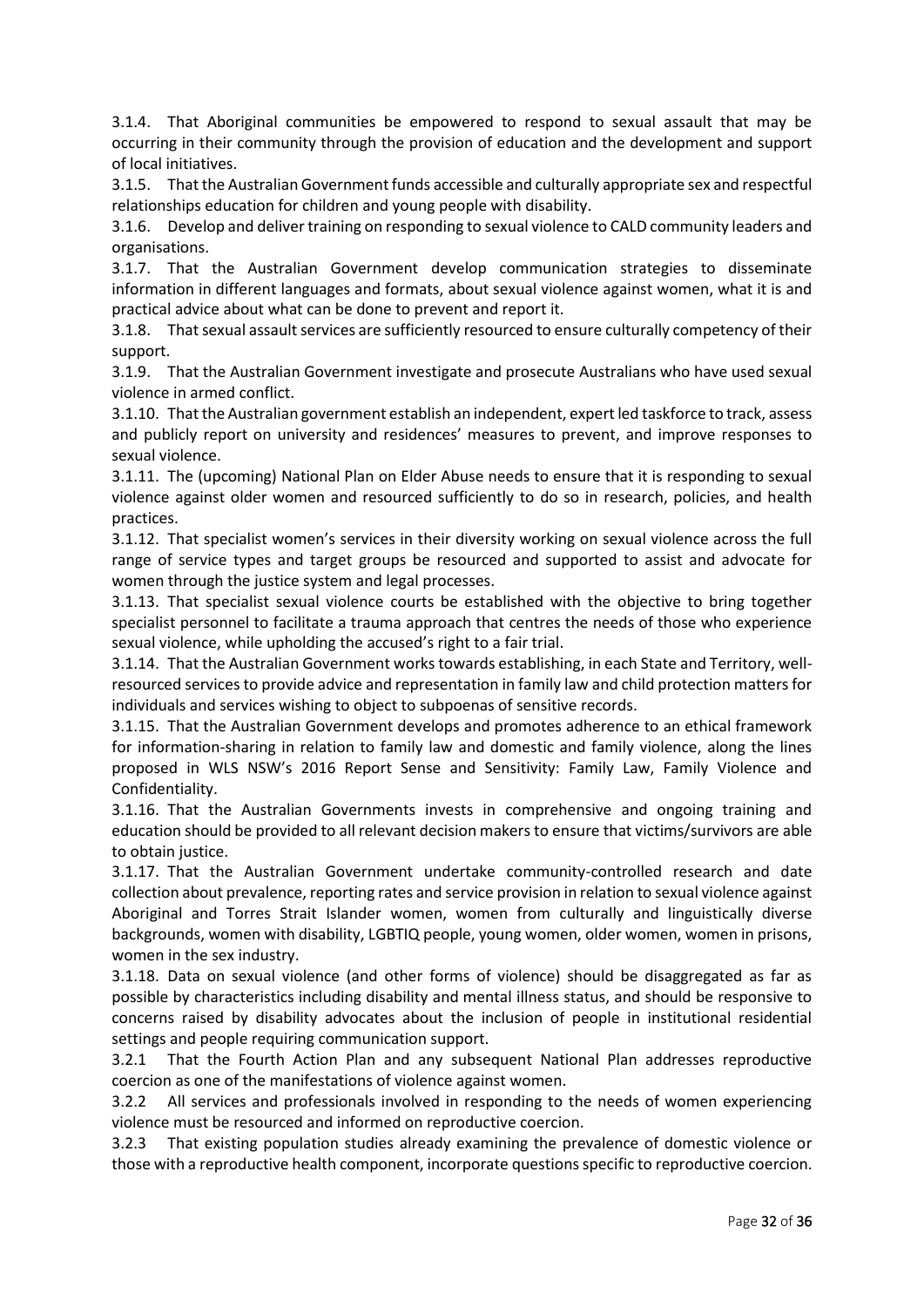3.1.4. That Aboriginal communities be empowered to respond to sexual assault that may be occurring in their community through the provision of education and the development and support of local initiatives.

3.1.5. That the Australian Government funds accessible and culturally appropriate sex and respectful relationships education for children and young people with disability.

3.1.6. Develop and deliver training on responding to sexual violence to CALD community leaders and organisations.

3.1.7. That the Australian Government develop communication strategies to disseminate information in different languages and formats, about sexual violence against women, what it is and practical advice about what can be done to prevent and report it.

3.1.8. That sexual assault services are sufficiently resourced to ensure culturally competency of their support.

3.1.9. That the Australian Government investigate and prosecute Australians who have used sexual violence in armed conflict.

3.1.10. That the Australian government establish an independent, expert led taskforce to track, assess and publicly report on university and residences' measures to prevent, and improve responses to sexual violence.

3.1.11. The (upcoming) National Plan on Elder Abuse needs to ensure that it is responding to sexual violence against older women and resourced sufficiently to do so in research, policies, and health practices.

3.1.12. That specialist women's services in their diversity working on sexual violence across the full range of service types and target groups be resourced and supported to assist and advocate for women through the justice system and legal processes.

3.1.13. That specialist sexual violence courts be established with the objective to bring together specialist personnel to facilitate a trauma approach that centres the needs of those who experience sexual violence, while upholding the accused's right to a fair trial.

3.1.14. That the Australian Government works towards establishing, in each State and Territory, well-resourced services to provide advice and representation in family law and child protection matters for individuals and services wishing to object to subpoenas of sensitive records.

3.1.15. That the Australian Government develops and promotes adherence to an ethical framework for information-sharing in relation to family law and domestic and family violence, along the lines proposed in WLS NSW's 2016 Report Sense and Sensitivity: Family Law, Family Violence and Confidentiality.

3.1.16. That the Australian Governments invests in comprehensive and ongoing training and education should be provided to all relevant decision makers to ensure that victims/survivors are able to obtain justice.

3.1.17. That the Australian Government undertake community-controlled research and date collection about prevalence, reporting rates and service provision in relation to sexual violence against Aboriginal and Torres Strait Islander women, women from culturally and linguistically diverse backgrounds, women with disability, LGBTIQ people, young women, older women, women in prisons, women in the sex industry.

3.1.18. Data on sexual violence (and other forms of violence) should be disaggregated as far as possible by characteristics including disability and mental illness status, and should be responsive to concerns raised by disability advocates about the inclusion of people in institutional residential settings and people requiring communication support.

3.2.1 That the Fourth Action Plan and any subsequent National Plan addresses reproductive coercion as one of the manifestations of violence against women.

3.2.2 All services and professionals involved in responding to the needs of women experiencing violence must be resourced and informed on reproductive coercion.

3.2.3 That existing population studies already examining the prevalence of domestic violence or those with a reproductive health component, incorporate questions specific to reproductive coercion.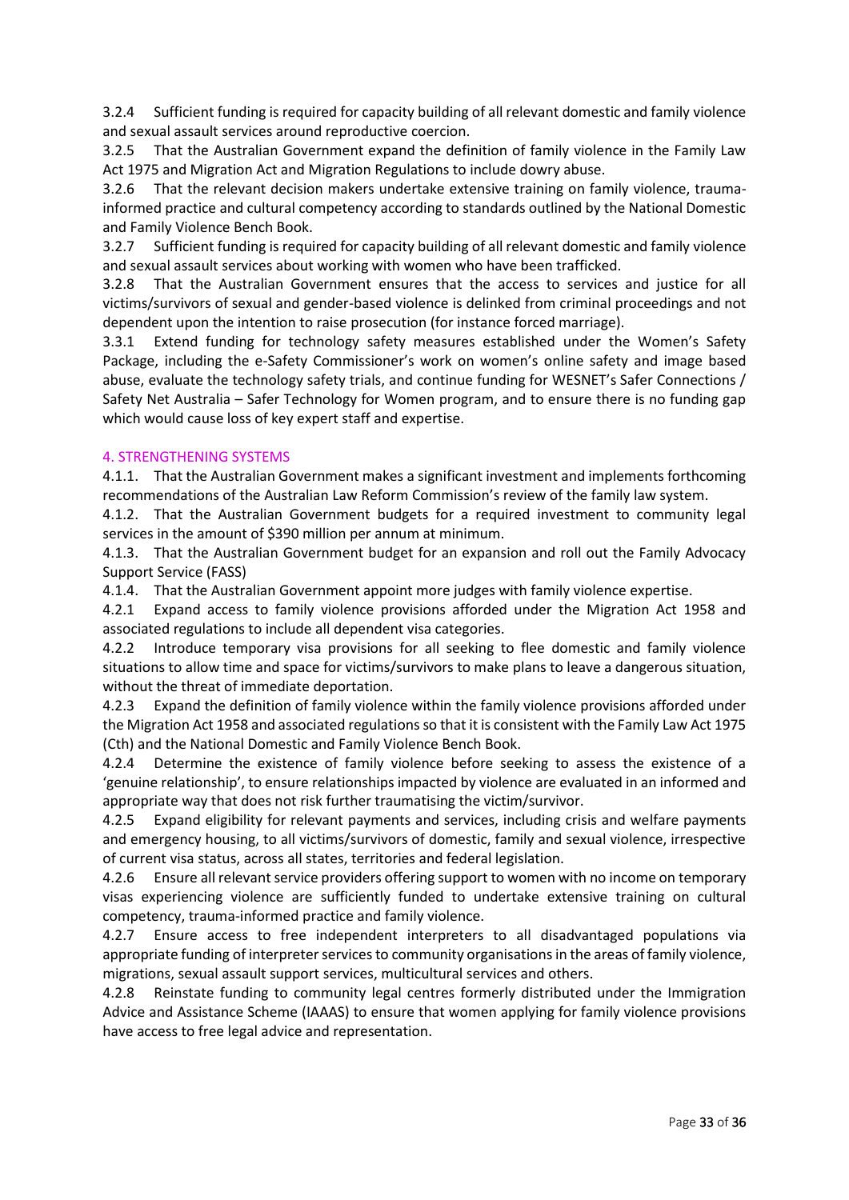3.2.4 Sufficient funding is required for capacity building of all relevant domestic and family violence and sexual assault services around reproductive coercion.

3.2.5 That the Australian Government expand the definition of family violence in the Family Law Act 1975 and Migration Act and Migration Regulations to include dowry abuse.

3.2.6 That the relevant decision makers undertake extensive training on family violence, trauma-informed practice and cultural competency according to standards outlined by the National Domestic and Family Violence Bench Book.

3.2.7 Sufficient funding is required for capacity building of all relevant domestic and family violence and sexual assault services about working with women who have been trafficked.

3.2.8 That the Australian Government ensures that the access to services and justice for all victims/survivors of sexual and gender-based violence is delinked from criminal proceedings and not dependent upon the intention to raise prosecution (for instance forced marriage).

3.3.1 Extend funding for technology safety measures established under the Women's Safety Package, including the e-Safety Commissioner's work on women's online safety and image based abuse, evaluate the technology safety trials, and continue funding for WESNET's Safer Connections / Safety Net Australia – Safer Technology for Women program, and to ensure there is no funding gap which would cause loss of key expert staff and expertise.

## 4. STRENGTHENING SYSTEMS

4.1.1. That the Australian Government makes a significant investment and implements forthcoming recommendations of the Australian Law Reform Commission's review of the family law system.

4.1.2. That the Australian Government budgets for a required investment to community legal services in the amount of $390 million per annum at minimum.

4.1.3. That the Australian Government budget for an expansion and roll out the Family Advocacy Support Service (FASS)

4.1.4. That the Australian Government appoint more judges with family violence expertise.

4.2.1 Expand access to family violence provisions afforded under the Migration Act 1958 and associated regulations to include all dependent visa categories.

4.2.2 Introduce temporary visa provisions for all seeking to flee domestic and family violence situations to allow time and space for victims/survivors to make plans to leave a dangerous situation, without the threat of immediate deportation.

4.2.3 Expand the definition of family violence within the family violence provisions afforded under the Migration Act 1958 and associated regulations so that it is consistent with the Family Law Act 1975 (Cth) and the National Domestic and Family Violence Bench Book.

4.2.4 Determine the existence of family violence before seeking to assess the existence of a 'genuine relationship', to ensure relationships impacted by violence are evaluated in an informed and appropriate way that does not risk further traumatising the victim/survivor.

4.2.5 Expand eligibility for relevant payments and services, including crisis and welfare payments and emergency housing, to all victims/survivors of domestic, family and sexual violence, irrespective of current visa status, across all states, territories and federal legislation.

4.2.6 Ensure all relevant service providers offering support to women with no income on temporary visas experiencing violence are sufficiently funded to undertake extensive training on cultural competency, trauma-informed practice and family violence.

4.2.7 Ensure access to free independent interpreters to all disadvantaged populations via appropriate funding of interpreter services to community organisations in the areas of family violence, migrations, sexual assault support services, multicultural services and others.

4.2.8 Reinstate funding to community legal centres formerly distributed under the Immigration Advice and Assistance Scheme (IAAAS) to ensure that women applying for family violence provisions have access to free legal advice and representation.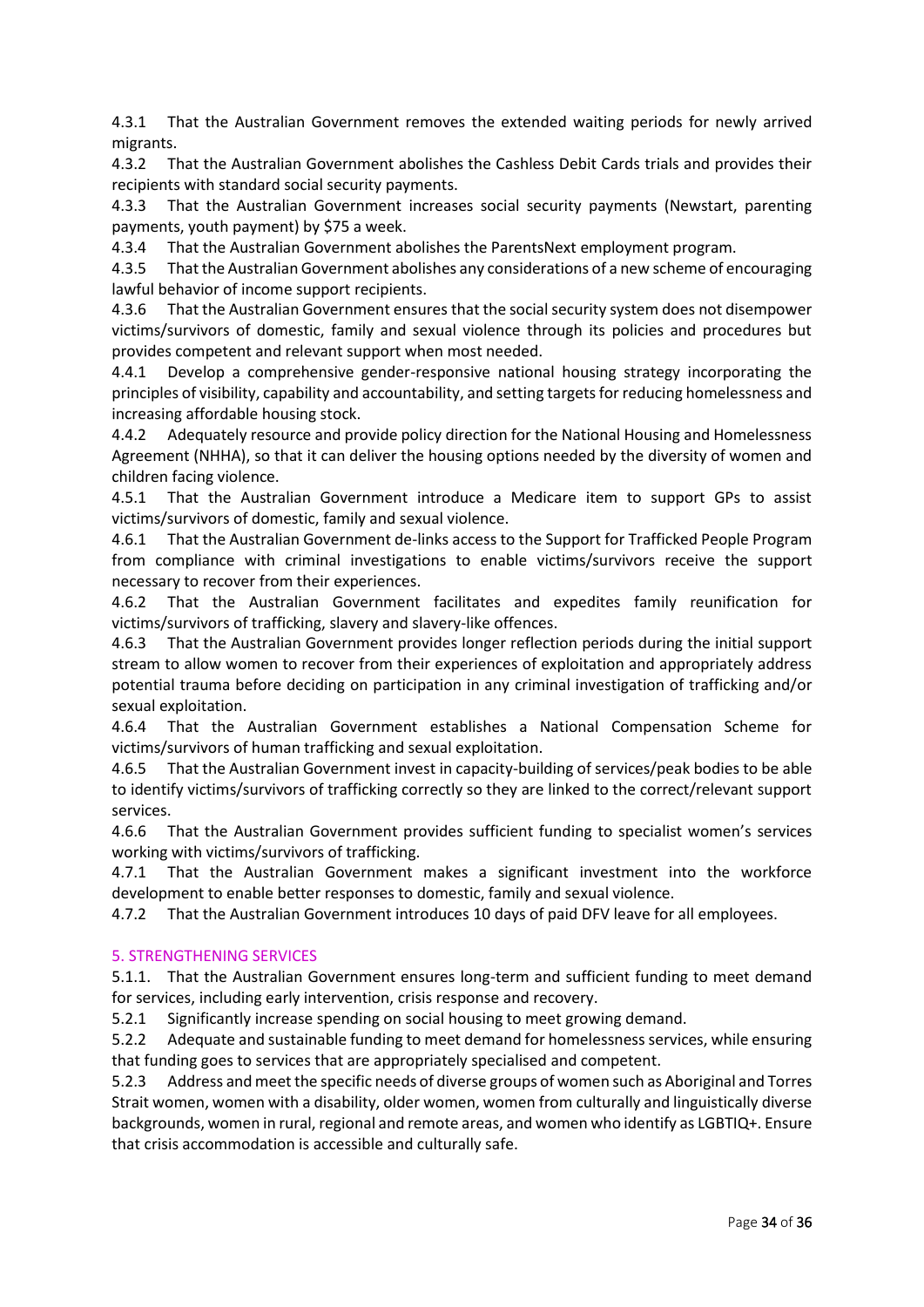4.3.1 That the Australian Government removes the extended waiting periods for newly arrived migrants.

4.3.2 That the Australian Government abolishes the Cashless Debit Cards trials and provides their recipients with standard social security payments.

4.3.3 That the Australian Government increases social security payments (Newstart, parenting payments, youth payment) by $75 a week.

4.3.4 That the Australian Government abolishes the ParentsNext employment program.

4.3.5 That the Australian Government abolishes any considerations of a new scheme of encouraging lawful behavior of income support recipients.

4.3.6 That the Australian Government ensures that the social security system does not disempower victims/survivors of domestic, family and sexual violence through its policies and procedures but provides competent and relevant support when most needed.

4.4.1 Develop a comprehensive gender-responsive national housing strategy incorporating the principles of visibility, capability and accountability, and setting targets for reducing homelessness and increasing affordable housing stock.

4.4.2 Adequately resource and provide policy direction for the National Housing and Homelessness Agreement (NHHA), so that it can deliver the housing options needed by the diversity of women and children facing violence.

4.5.1 That the Australian Government introduce a Medicare item to support GPs to assist victims/survivors of domestic, family and sexual violence.

4.6.1 That the Australian Government de-links access to the Support for Trafficked People Program from compliance with criminal investigations to enable victims/survivors receive the support necessary to recover from their experiences.

4.6.2 That the Australian Government facilitates and expedites family reunification for victims/survivors of trafficking, slavery and slavery-like offences.

4.6.3 That the Australian Government provides longer reflection periods during the initial support stream to allow women to recover from their experiences of exploitation and appropriately address potential trauma before deciding on participation in any criminal investigation of trafficking and/or sexual exploitation.

4.6.4 That the Australian Government establishes a National Compensation Scheme for victims/survivors of human trafficking and sexual exploitation.

4.6.5 That the Australian Government invest in capacity-building of services/peak bodies to be able to identify victims/survivors of trafficking correctly so they are linked to the correct/relevant support services.

4.6.6 That the Australian Government provides sufficient funding to specialist women's services working with victims/survivors of trafficking.

4.7.1 That the Australian Government makes a significant investment into the workforce development to enable better responses to domestic, family and sexual violence.

4.7.2 That the Australian Government introduces 10 days of paid DFV leave for all employees.

## 5. STRENGTHENING SERVICES

5.1.1. That the Australian Government ensures long-term and sufficient funding to meet demand for services, including early intervention, crisis response and recovery.

5.2.1 Significantly increase spending on social housing to meet growing demand.

5.2.2 Adequate and sustainable funding to meet demand for homelessness services, while ensuring that funding goes to services that are appropriately specialised and competent.

5.2.3 Address and meet the specific needs of diverse groups of women such as Aboriginal and Torres Strait women, women with a disability, older women, women from culturally and linguistically diverse backgrounds, women in rural, regional and remote areas, and women who identify as LGBTIQ+. Ensure that crisis accommodation is accessible and culturally safe.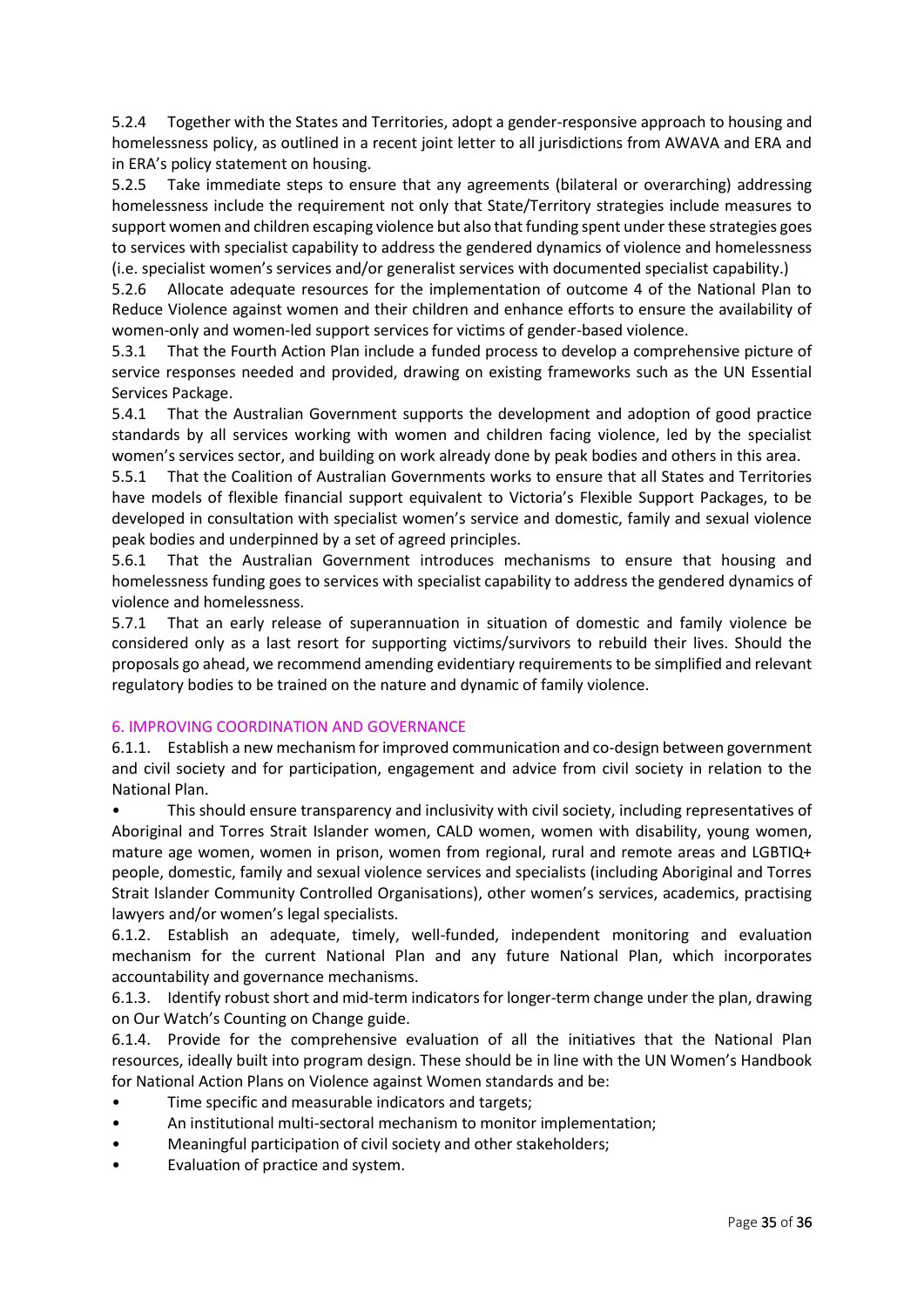5.2.4 Together with the States and Territories, adopt a gender-responsive approach to housing and homelessness policy, as outlined in a recent joint letter to all jurisdictions from AWAVA and ERA and in ERA's policy statement on housing.

5.2.5 Take immediate steps to ensure that any agreements (bilateral or overarching) addressing homelessness include the requirement not only that State/Territory strategies include measures to support women and children escaping violence but also that funding spent under these strategies goes to services with specialist capability to address the gendered dynamics of violence and homelessness (i.e. specialist women's services and/or generalist services with documented specialist capability.)

5.2.6 Allocate adequate resources for the implementation of outcome 4 of the National Plan to Reduce Violence against women and their children and enhance efforts to ensure the availability of women-only and women-led support services for victims of gender-based violence.

5.3.1 That the Fourth Action Plan include a funded process to develop a comprehensive picture of service responses needed and provided, drawing on existing frameworks such as the UN Essential Services Package.

5.4.1 That the Australian Government supports the development and adoption of good practice standards by all services working with women and children facing violence, led by the specialist women's services sector, and building on work already done by peak bodies and others in this area.

5.5.1 That the Coalition of Australian Governments works to ensure that all States and Territories have models of flexible financial support equivalent to Victoria's Flexible Support Packages, to be developed in consultation with specialist women's service and domestic, family and sexual violence peak bodies and underpinned by a set of agreed principles.

5.6.1 That the Australian Government introduces mechanisms to ensure that housing and homelessness funding goes to services with specialist capability to address the gendered dynamics of violence and homelessness.

5.7.1 That an early release of superannuation in situation of domestic and family violence be considered only as a last resort for supporting victims/survivors to rebuild their lives. Should the proposals go ahead, we recommend amending evidentiary requirements to be simplified and relevant regulatory bodies to be trained on the nature and dynamic of family violence.

## 6. IMPROVING COORDINATION AND GOVERNANCE

6.1.1. Establish a new mechanism for improved communication and co-design between government and civil society and for participation, engagement and advice from civil society in relation to the National Plan.

- This should ensure transparency and inclusivity with civil society, including representatives of Aboriginal and Torres Strait Islander women, CALD women, women with disability, young women, mature age women, women in prison, women from regional, rural and remote areas and LGBTIQ+ people, domestic, family and sexual violence services and specialists (including Aboriginal and Torres Strait Islander Community Controlled Organisations), other women's services, academics, practising lawyers and/or women's legal specialists.

6.1.2. Establish an adequate, timely, well-funded, independent monitoring and evaluation mechanism for the current National Plan and any future National Plan, which incorporates accountability and governance mechanisms.

6.1.3. Identify robust short and mid-term indicators for longer-term change under the plan, drawing on Our Watch's Counting on Change guide.

6.1.4. Provide for the comprehensive evaluation of all the initiatives that the National Plan resources, ideally built into program design. These should be in line with the UN Women's Handbook for National Action Plans on Violence against Women standards and be:

- Time specific and measurable indicators and targets;
- An institutional multi-sectoral mechanism to monitor implementation;
- Meaningful participation of civil society and other stakeholders;
- Evaluation of practice and system.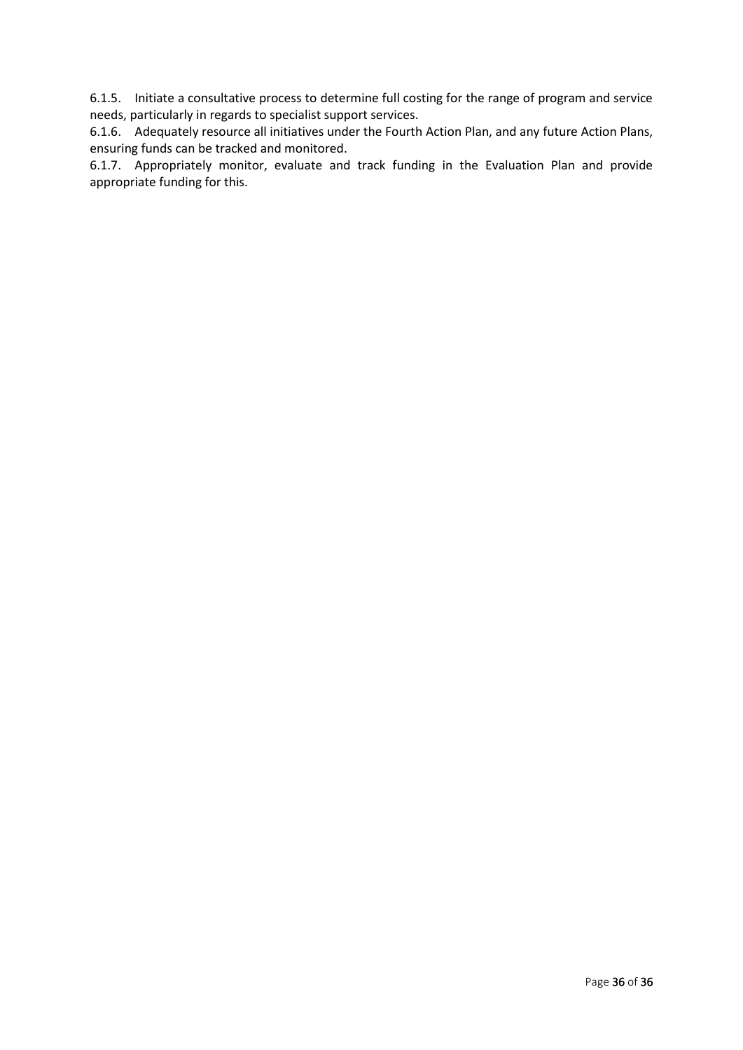6.1.5. Initiate a consultative process to determine full costing for the range of program and service needs, particularly in regards to specialist support services.

6.1.6. Adequately resource all initiatives under the Fourth Action Plan, and any future Action Plans, ensuring funds can be tracked and monitored.

6.1.7. Appropriately monitor, evaluate and track funding in the Evaluation Plan and provide appropriate funding for this.